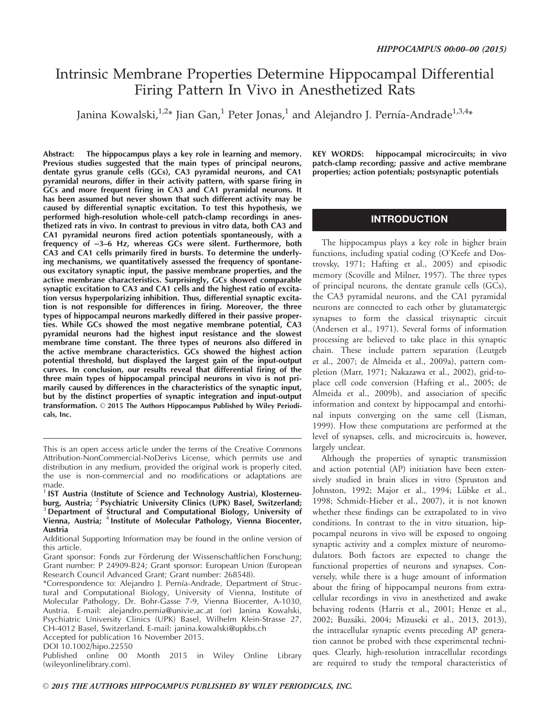# Intrinsic Membrane Properties Determine Hippocampal Differential Firing Pattern In Vivo in Anesthetized Rats

Janina Kowalski,[1,2]* Jian Gan,[1] Peter Jonas,[1] and Alejandro J. Pernía-Andrade[1,3,4]*

**Abstract: The hippocampus plays a key role in learning and memory. Previous studies suggested that the main types of principal neurons, dentate gyrus granule cells (GCs), CA3 pyramidal neurons, and CA1 pyramidal neurons, differ in their activity pattern, with sparse firing in GCs and more frequent firing in CA3 and CA1 pyramidal neurons. It has been assumed but never shown that such different activity may be caused by differential synaptic excitation. To test this hypothesis, we performed high-resolution whole-cell patch-clamp recordings in anesthetized rats in vivo. In contrast to previous in vitro data, both CA3 and CA1 pyramidal neurons fired action potentials spontaneously, with a frequency of ~3–6 Hz, whereas GCs were silent. Furthermore, both CA3 and CA1 cells primarily fired in bursts. To determine the underlying mechanisms, we quantitatively assessed the frequency of spontaneous excitatory synaptic input, the passive membrane properties, and the active membrane characteristics. Surprisingly, GCs showed comparable synaptic excitation to CA3 and CA1 cells and the highest ratio of excitation versus hyperpolarizing inhibition. Thus, differential synaptic excitation is not responsible for differences in firing. Moreover, the three types of hippocampal neurons markedly differed in their passive properties. While GCs showed the most negative membrane potential, CA3 pyramidal neurons had the highest input resistance and the slowest membrane time constant. The three types of neurons also differed in the active membrane characteristics. GCs showed the highest action potential threshold, but displayed the largest gain of the input-output curves. In conclusion, our results reveal that differential firing of the three main types of hippocampal principal neurons in vivo is not primarily caused by differences in the characteristics of the synaptic input, but by the distinct properties of synaptic integration and input-output transformation. © 2015 The Authors Hippocampus Published by Wiley Periodicals, Inc.**

**KEY WORDS:** hippocampal microcircuits; in vivo patch-clamp recording; passive and active membrane properties; action potentials; postsynaptic potentials

This is an open access article under the terms of the Creative Commons Attribution-NonCommercial-NoDerivs License, which permits use and distribution in any medium, provided the original work is properly cited, the use is non-commercial and no modifications or adaptations are made.

[1] IST Austria (Institute of Science and Technology Austria), Klosterneuburg, Austria; [2] Psychiatric University Clinics (UPK) Basel, Switzerland; [3] Department of Structural and Computational Biology, University of Vienna, Austria; [4] Institute of Molecular Pathology, Vienna Biocenter, Austria

Additional Supporting Information may be found in the online version of this article.

Grant sponsor: Fonds zur Förderung der Wissenschaftlichen Forschung; Grant number: P 24909-B24; Grant sponsor: European Union (European Research Council Advanced Grant; Grant number: 268548).

*Correspondence to: Alejandro J. Pernía-Andrade, Department of Structural and Computational Biology, University of Vienna, Institute of Molecular Pathology, Dr. Bohr-Gasse 7-9, Vienna Biocenter, A-1030, Austria. E-mail: alejandro.pernia@univie.ac.at (or) Janina Kowalski, Psychiatric University Clinics (UPK) Basel, Wilhelm Klein-Strasse 27, CH-4012 Basel, Switzerland. E-mail: janina.kowalski@upkbs.ch

Accepted for publication 16 November 2015.

DOI 10.1002/hipo.22550

Published online 00 Month 2015 in Wiley Online Library (wileyonlinelibrary.com).

## INTRODUCTION

The hippocampus plays a key role in higher brain functions, including spatial coding (O'Keefe and Dostrovsky, 1971; Hafting et al., 2005) and episodic memory (Scoville and Milner, 1957). The three types of principal neurons, the dentate granule cells (GCs), the CA3 pyramidal neurons, and the CA1 pyramidal neurons are connected to each other by glutamatergic synapses to form the classical trisynaptic circuit (Andersen et al., 1971). Several forms of information processing are believed to take place in this synaptic chain. These include pattern separation (Leutgeb et al., 2007; de Almeida et al., 2009a), pattern completion (Marr, 1971; Nakazawa et al., 2002), grid-to-place cell code conversion (Hafting et al., 2005; de Almeida et al., 2009b), and association of specific information and context by hippocampal and entorhinal inputs converging on the same cell (Lisman, 1999). How these computations are performed at the level of synapses, cells, and microcircuits is, however, largely unclear.

Although the properties of synaptic transmission and action potential (AP) initiation have been extensively studied in brain slices in vitro (Spruston and Johnston, 1992; Major et al., 1994; Lübke et al., 1998; Schmidt-Hieber et al., 2007), it is not known whether these findings can be extrapolated to in vivo conditions. In contrast to the in vitro situation, hippocampal neurons in vivo will be exposed to ongoing synaptic activity and a complex mixture of neuromodulators. Both factors are expected to change the functional properties of neurons and synapses. Conversely, while there is a huge amount of information about the firing of hippocampal neurons from extracellular recordings in vivo in anesthetized and awake behaving rodents (Harris et al., 2001; Henze et al., 2002; Buzsáki, 2004; Mizuseki et al., 2013, 2013), the intracellular synaptic events preceding AP generation cannot be probed with these experimental techniques. Clearly, high-resolution intracellular recordings are required to study the temporal characteristics of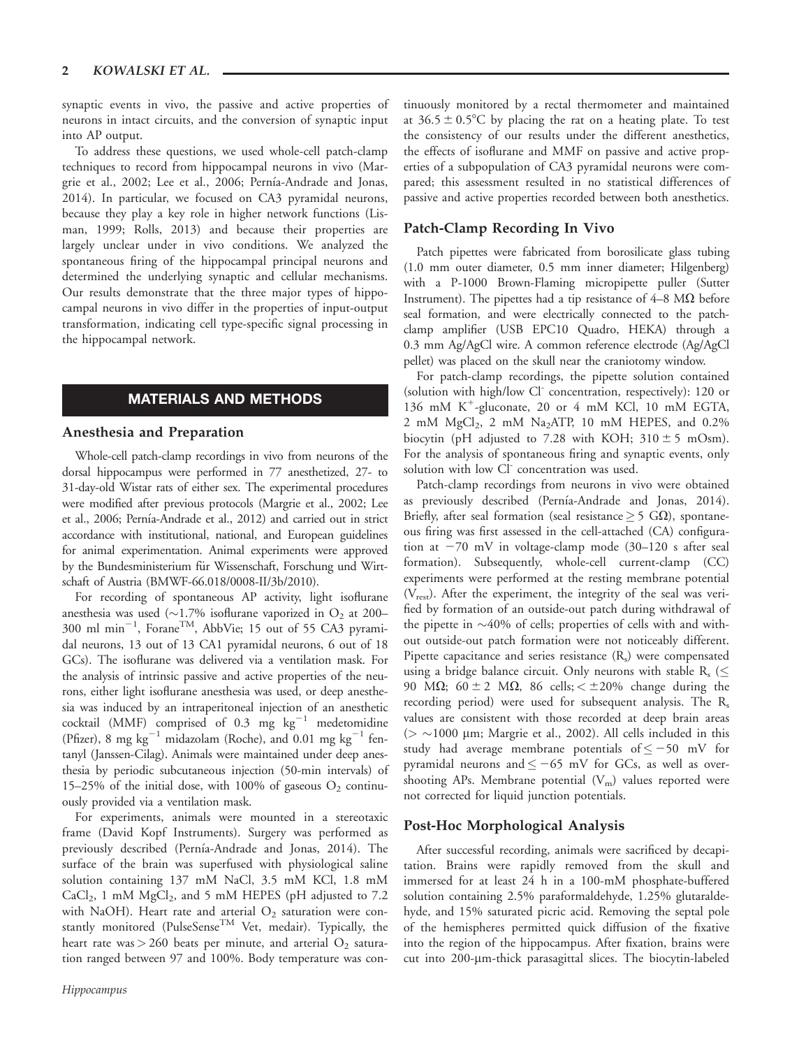synaptic events in vivo, the passive and active properties of neurons in intact circuits, and the conversion of synaptic input into AP output.

To address these questions, we used whole-cell patch-clamp techniques to record from hippocampal neurons in vivo (Margrie et al., 2002; Lee et al., 2006; Pernía-Andrade and Jonas, 2014). In particular, we focused on CA3 pyramidal neurons, because they play a key role in higher network functions (Lisman, 1999; Rolls, 2013) and because their properties are largely unclear under in vivo conditions. We analyzed the spontaneous firing of the hippocampal principal neurons and determined the underlying synaptic and cellular mechanisms. Our results demonstrate that the three major types of hippocampal neurons in vivo differ in the properties of input-output transformation, indicating cell type-specific signal processing in the hippocampal network.

## MATERIALS AND METHODS

### Anesthesia and Preparation

Whole-cell patch-clamp recordings in vivo from neurons of the dorsal hippocampus were performed in 77 anesthetized, 27- to 31-day-old Wistar rats of either sex. The experimental procedures were modified after previous protocols (Margrie et al., 2002; Lee et al., 2006; Pernía-Andrade et al., 2012) and carried out in strict accordance with institutional, national, and European guidelines for animal experimentation. Animal experiments were approved by the Bundesministerium für Wissenschaft, Forschung und Wirtschaft of Austria (BMWF-66.018/0008-II/3b/2010).

For recording of spontaneous AP activity, light isoflurane anesthesia was used (~1.7% isoflurane vaporized in $O_2$ at 200–300 ml $min^{-1}$, Forane™, AbbVie; 15 out of 55 CA3 pyramidal neurons, 13 out of 13 CA1 pyramidal neurons, 6 out of 18 GCs). The isoflurane was delivered via a ventilation mask. For the analysis of intrinsic passive and active properties of the neurons, either light isoflurane anesthesia was used, or deep anesthesia was induced by an intraperitoneal injection of an anesthetic cocktail (MMF) comprised of 0.3 mg $kg^{-1}$ medetomidine (Pfizer), 8 mg $kg^{-1}$ midazolam (Roche), and 0.01 mg $kg^{-1}$ fentanyl (Janssen-Cilag). Animals were maintained under deep anesthesia by periodic subcutaneous injection (50-min intervals) of 15–25% of the initial dose, with 100% of gaseous $O_2$ continuously provided via a ventilation mask.

For experiments, animals were mounted in a stereotaxic frame (David Kopf Instruments). Surgery was performed as previously described (Pernía-Andrade and Jonas, 2014). The surface of the brain was superfused with physiological saline solution containing 137 mM NaCl, 3.5 mM KCl, 1.8 mM $CaCl_2$, 1 mM $MgCl_2$, and 5 mM HEPES (pH adjusted to 7.2 with NaOH). Heart rate and arterial $O_2$ saturation were constantly monitored (PulseSense™ Vet, medair). Typically, the heart rate was > 260 beats per minute, and arterial $O_2$ saturation ranged between 97 and 100%. Body temperature was continuously monitored by a rectal thermometer and maintained at 36.5 ± 0.5°C by placing the rat on a heating plate. To test the consistency of our results under the different anesthetics, the effects of isoflurane and MMF on passive and active properties of a subpopulation of CA3 pyramidal neurons were compared; this assessment resulted in no statistical differences of passive and active properties recorded between both anesthetics.

### Patch-Clamp Recording In Vivo

Patch pipettes were fabricated from borosilicate glass tubing (1.0 mm outer diameter, 0.5 mm inner diameter; Hilgenberg) with a P-1000 Brown-Flaming micropipette puller (Sutter Instrument). The pipettes had a tip resistance of 4–8 MΩ before seal formation, and were electrically connected to the patch-clamp amplifier (USB EPC10 Quadro, HEKA) through a 0.3 mm Ag/AgCl wire. A common reference electrode (Ag/AgCl pellet) was placed on the skull near the craniotomy window.

For patch-clamp recordings, the pipette solution contained (solution with high/low $Cl^-$ concentration, respectively): 120 or 136 mM $K^+$-gluconate, 20 or 4 mM KCl, 10 mM EGTA, 2 mM $MgCl_2$, 2 mM $Na_2ATP$, 10 mM HEPES, and 0.2% biocytin (pH adjusted to 7.28 with KOH; 310 ± 5 mOsm). For the analysis of spontaneous firing and synaptic events, only solution with low $Cl^-$ concentration was used.

Patch-clamp recordings from neurons in vivo were obtained as previously described (Pernía-Andrade and Jonas, 2014). Briefly, after seal formation (seal resistance ≥ 5 GΩ), spontaneous firing was first assessed in the cell-attached (CA) configuration at −70 mV in voltage-clamp mode (30–120 s after seal formation). Subsequently, whole-cell current-clamp (CC) experiments were performed at the resting membrane potential ($V_{rest}$). After the experiment, the integrity of the seal was verified by formation of an outside-out patch during withdrawal of the pipette in ~40% of cells; properties of cells with and without outside-out patch formation were not noticeably different. Pipette capacitance and series resistance ($R_s$) were compensated using a bridge balance circuit. Only neurons with stable $R_s$ (≤ 90 MΩ; 60 ± 2 MΩ, 86 cells; < ±20% change during the recording period) were used for subsequent analysis. The $R_s$ values are consistent with those recorded at deep brain areas (> ~1000 μm; Margrie et al., 2002). All cells included in this study had average membrane potentials of ≤ −50 mV for pyramidal neurons and ≤ −65 mV for GCs, as well as overshooting APs. Membrane potential ($V_m$) values reported were not corrected for liquid junction potentials.

### Post-Hoc Morphological Analysis

After successful recording, animals were sacrificed by decapitation. Brains were rapidly removed from the skull and immersed for at least 24 h in a 100-mM phosphate-buffered solution containing 2.5% paraformaldehyde, 1.25% glutaraldehyde, and 15% saturated picric acid. Removing the septal pole of the hemispheres permitted quick diffusion of the fixative into the region of the hippocampus. After fixation, brains were cut into 200-μm-thick parasagittal slices. The biocytin-labeled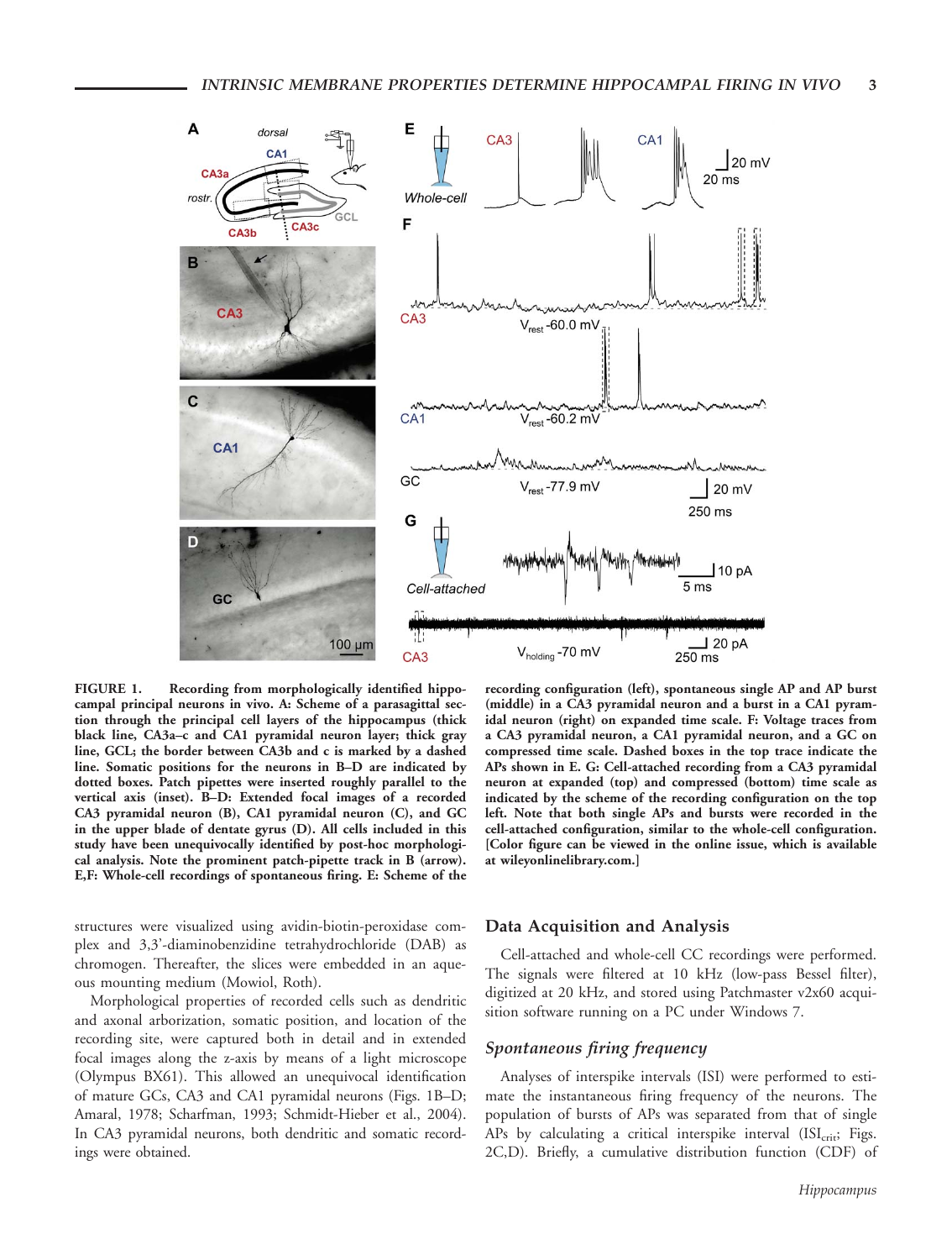FIGURE 1. **Recording from morphologically identified hippocampal principal neurons in vivo. A: Scheme of a parasagittal section through the principal cell layers of the hippocampus (thick black line, CA3a–c and CA1 pyramidal neuron layer; thick gray line, GCL; the border between CA3b and c is marked by a dashed line. Somatic positions for the neurons in B–D are indicated by dotted boxes. Patch pipettes were inserted roughly parallel to the vertical axis (inset). B–D: Extended focal images of a recorded CA3 pyramidal neuron (B), CA1 pyramidal neuron (C), and GC in the upper blade of dentate gyrus (D). All cells included in this study have been unequivocally identified by post-hoc morphological analysis. Note the prominent patch-pipette track in B (arrow). E,F: Whole-cell recordings of spontaneous firing. E: Scheme of the recording configuration (left), spontaneous single AP and AP burst (middle) in a CA3 pyramidal neuron and a burst in a CA1 pyramidal neuron (right) on expanded time scale. F: Voltage traces from a CA3 pyramidal neuron, a CA1 pyramidal neuron, and a GC on compressed time scale. Dashed boxes in the top trace indicate the APs shown in E. G: Cell-attached recording from a CA3 pyramidal neuron at expanded (top) and compressed (bottom) time scale as indicated by the scheme of the recording configuration on the top left. Note that both single APs and bursts were recorded in the cell-attached configuration, similar to the whole-cell configuration. [Color figure can be viewed in the online issue, which is available at wileyonlinelibrary.com.]**

structures were visualized using avidin-biotin-peroxidase complex and 3,3'-diaminobenzidine tetrahydrochloride (DAB) as chromogen. Thereafter, the slices were embedded in an aqueous mounting medium (Mowiol, Roth).

Morphological properties of recorded cells such as dendritic and axonal arborization, somatic position, and location of the recording site, were captured both in detail and in extended focal images along the z-axis by means of a light microscope (Olympus BX61). This allowed an unequivocal identification of mature GCs, CA3 and CA1 pyramidal neurons (Figs. 1B–D; Amaral, 1978; Scharfman, 1993; Schmidt-Hieber et al., 2004). In CA3 pyramidal neurons, both dendritic and somatic recordings were obtained.

## Data Acquisition and Analysis

Cell-attached and whole-cell CC recordings were performed. The signals were filtered at 10 kHz (low-pass Bessel filter), digitized at 20 kHz, and stored using Patchmaster v2x60 acquisition software running on a PC under Windows 7.

### *Spontaneous firing frequency*

Analyses of interspike intervals (ISI) were performed to estimate the instantaneous firing frequency of the neurons. The population of bursts of APs was separated from that of single APs by calculating a critical interspike interval ($ISI_{crit}$; Figs. 2C,D). Briefly, a cumulative distribution function (CDF) of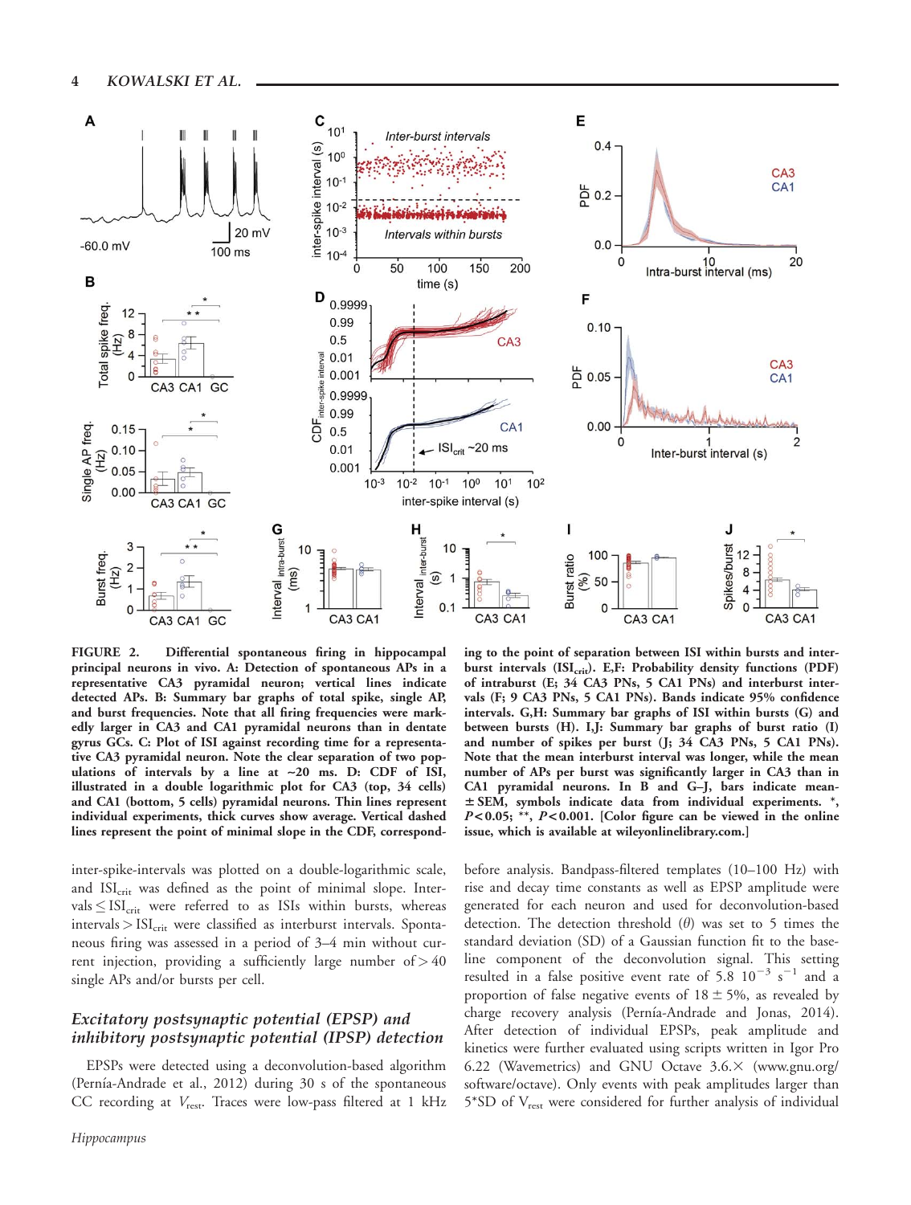**FIGURE 2.** **Differential spontaneous firing in hippocampal principal neurons in vivo. A: Detection of spontaneous APs in a representative CA3 pyramidal neuron; vertical lines indicate detected APs. B: Summary bar graphs of total spike, single AP, and burst frequencies. Note that all firing frequencies were markedly larger in CA3 and CA1 pyramidal neurons than in dentate gyrus GCs. C: Plot of ISI against recording time for a representative CA3 pyramidal neuron. Note the clear separation of two populations of intervals by a line at ~20 ms. D: CDF of ISI, illustrated in a double logarithmic plot for CA3 (top, 34 cells) and CA1 (bottom, 5 cells) pyramidal neurons. Thin lines represent individual experiments, thick curves show average. Vertical dashed lines represent the point of minimal slope in the CDF, corresponding to the point of separation between ISI within bursts and interburst intervals ($ISI_{crit}$). E,F: Probability density functions (PDF) of intraburst (E; 34 CA3 PNs, 5 CA1 PNs) and interburst intervals (F; 9 CA3 PNs, 5 CA1 PNs). Bands indicate 95% confidence intervals. G,H: Summary bar graphs of ISI within bursts (G) and between bursts (H). I,J: Summary bar graphs of burst ratio (I) and number of spikes per burst (J; 34 CA3 PNs, 5 CA1 PNs). Note that the mean interburst interval was longer, while the mean number of APs per burst was significantly larger in CA3 than in CA1 pyramidal neurons. In B and G–J, bars indicate mean ± SEM, symbols indicate data from individual experiments. \*, $P < 0.05$; \*\*, $P < 0.001$. [Color figure can be viewed in the online issue, which is available at wileyonlinelibrary.com.]**

inter-spike-intervals was plotted on a double-logarithmic scale, and $ISI_{crit}$ was defined as the point of minimal slope. Intervals $\leq ISI_{crit}$ were referred to as ISIs within bursts, whereas intervals $> ISI_{crit}$ were classified as interburst intervals. Spontaneous firing was assessed in a period of 3–4 min without current injection, providing a sufficiently large number of $> 40$ single APs and/or bursts per cell.

### *Excitatory postsynaptic potential (EPSP) and inhibitory postsynaptic potential (IPSP) detection*

EPSPs were detected using a deconvolution-based algorithm (Pernía-Andrade et al., 2012) during 30 s of the spontaneous CC recording at $V_{rest}$. Traces were low-pass filtered at 1 kHz before analysis. Bandpass-filtered templates (10–100 Hz) with rise and decay time constants as well as EPSP amplitude were generated for each neuron and used for deconvolution-based detection. The detection threshold ($\theta$) was set to 5 times the standard deviation (SD) of a Gaussian function fit to the baseline component of the deconvolution signal. This setting resulted in a false positive event rate of 5.8 $10^{-3}$ $s^{-1}$ and a proportion of false negative events of 18 ± 5%, as revealed by charge recovery analysis (Pernía-Andrade and Jonas, 2014). After detection of individual EPSPs, peak amplitude and kinetics were further evaluated using scripts written in Igor Pro 6.22 (Wavemetrics) and GNU Octave 3.6.× (www.gnu.org/software/octave). Only events with peak amplitudes larger than 5\*SD of $V_{rest}$ were considered for further analysis of individual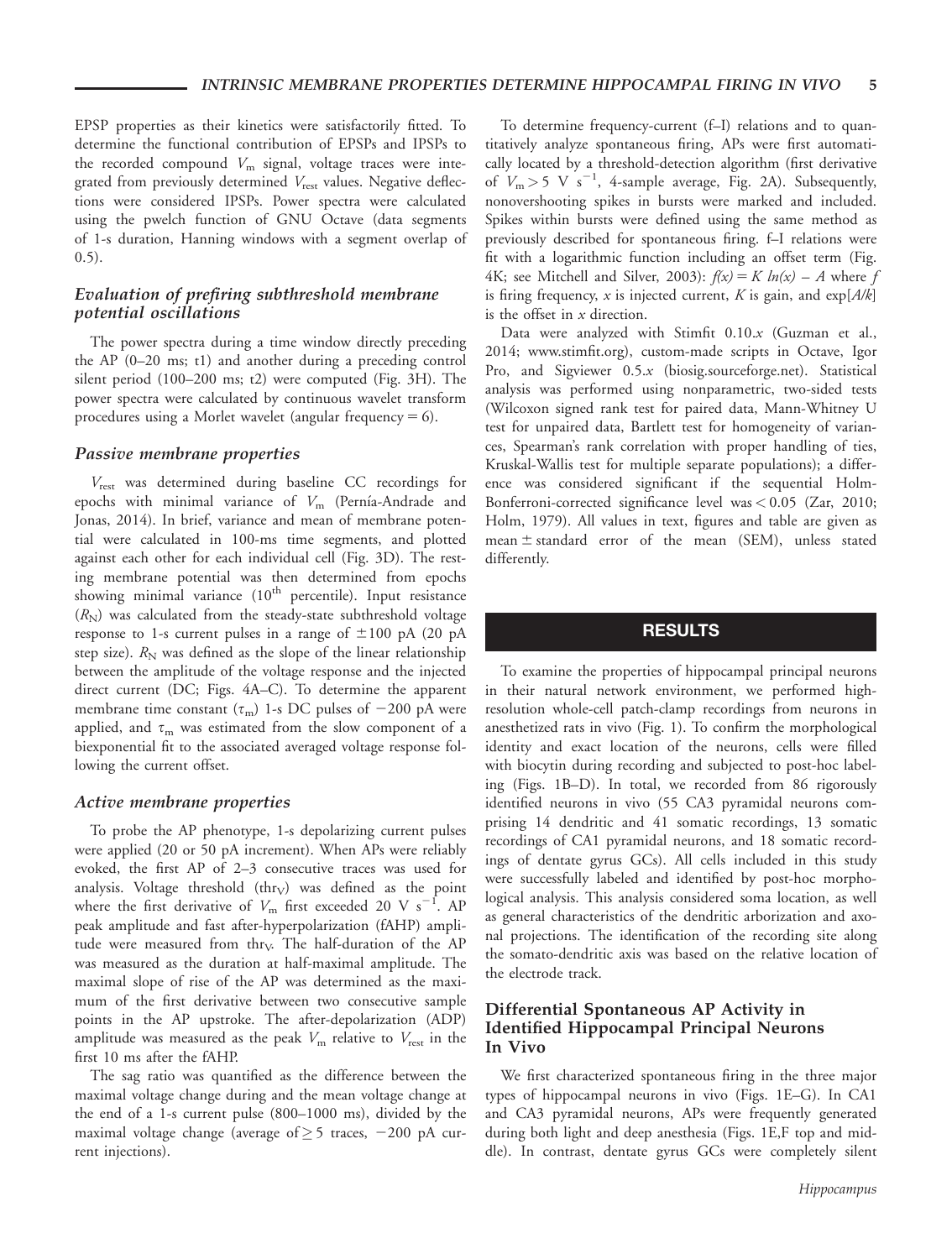EPSP properties as their kinetics were satisfactorily fitted. To determine the functional contribution of EPSPs and IPSPs to the recorded compound $V_m$ signal, voltage traces were integrated from previously determined $V_{rest}$ values. Negative deflections were considered IPSPs. Power spectra were calculated using the pwelch function of GNU Octave (data segments of 1-s duration, Hanning windows with a segment overlap of 0.5).

### *Evaluation of prefiring subthreshold membrane potential oscillations*

The power spectra during a time window directly preceding the AP (0–20 ms; t1) and another during a preceding control silent period (100–200 ms; t2) were computed (Fig. 3H). The power spectra were calculated by continuous wavelet transform procedures using a Morlet wavelet (angular frequency = 6).

### *Passive membrane properties*

$V_{rest}$ was determined during baseline CC recordings for epochs with minimal variance of $V_m$ (Pernía-Andrade and Jonas, 2014). In brief, variance and mean of membrane potential were calculated in 100-ms time segments, and plotted against each other for each individual cell (Fig. 3D). The resting membrane potential was then determined from epochs showing minimal variance (10$^{th}$ percentile). Input resistance ($R_N$) was calculated from the steady-state subthreshold voltage response to 1-s current pulses in a range of ±100 pA (20 pA step size). $R_N$ was defined as the slope of the linear relationship between the amplitude of the voltage response and the injected direct current (DC; Figs. 4A–C). To determine the apparent membrane time constant ($\tau_m$) 1-s DC pulses of −200 pA were applied, and $\tau_m$ was estimated from the slow component of a biexponential fit to the associated averaged voltage response following the current offset.

### *Active membrane properties*

To probe the AP phenotype, 1-s depolarizing current pulses were applied (20 or 50 pA increment). When APs were reliably evoked, the first AP of 2–3 consecutive traces was used for analysis. Voltage threshold (thr$_V$) was defined as the point where the first derivative of $V_m$ first exceeded 20 V s$^{-1}$. AP peak amplitude and fast after-hyperpolarization (fAHP) amplitude were measured from thr$_V$. The half-duration of the AP was measured as the duration at half-maximal amplitude. The maximal slope of rise of the AP was determined as the maximum of the first derivative between two consecutive sample points in the AP upstroke. The after-depolarization (ADP) amplitude was measured as the peak $V_m$ relative to $V_{rest}$ in the first 10 ms after the fAHP.

The sag ratio was quantified as the difference between the maximal voltage change during and the mean voltage change at the end of a 1-s current pulse (800–1000 ms), divided by the maximal voltage change (average of ≥ 5 traces, −200 pA current injections).

To determine frequency-current (f–I) relations and to quantitatively analyze spontaneous firing, APs were first automatically located by a threshold-detection algorithm (first derivative of $V_m > 5$ V s$^{-1}$, 4-sample average, Fig. 2A). Subsequently, nonovershooting spikes in bursts were marked and included. Spikes within bursts were defined using the same method as previously described for spontaneous firing. f–I relations were fit with a logarithmic function including an offset term (Fig. 4K; see Mitchell and Silver, 2003): $f(x) = K\ ln(x) - A$ where $f$ is firing frequency, $x$ is injected current, $K$ is gain, and $\exp[A/k]$ is the offset in $x$ direction.

Data were analyzed with Stimfit 0.10.*x* (Guzman et al., 2014; www.stimfit.org), custom-made scripts in Octave, Igor Pro, and Sigviewer 0.5.*x* (biosig.sourceforge.net). Statistical analysis was performed using nonparametric, two-sided tests (Wilcoxon signed rank test for paired data, Mann-Whitney U test for unpaired data, Bartlett test for homogeneity of variances, Spearman's rank correlation with proper handling of ties, Kruskal-Wallis test for multiple separate populations); a difference was considered significant if the sequential Holm-Bonferroni-corrected significance level was < 0.05 (Zar, 2010; Holm, 1979). All values in text, figures and table are given as mean ± standard error of the mean (SEM), unless stated differently.

## RESULTS

To examine the properties of hippocampal principal neurons in their natural network environment, we performed high-resolution whole-cell patch-clamp recordings from neurons in anesthetized rats in vivo (Fig. 1). To confirm the morphological identity and exact location of the neurons, cells were filled with biocytin during recording and subjected to post-hoc labeling (Figs. 1B–D). In total, we recorded from 86 rigorously identified neurons in vivo (55 CA3 pyramidal neurons comprising 14 dendritic and 41 somatic recordings, 13 somatic recordings of CA1 pyramidal neurons, and 18 somatic recordings of dentate gyrus GCs). All cells included in this study were successfully labeled and identified by post-hoc morphological analysis. This analysis considered soma location, as well as general characteristics of the dendritic arborization and axonal projections. The identification of the recording site along the somato-dendritic axis was based on the relative location of the electrode track.

### Differential Spontaneous AP Activity in Identified Hippocampal Principal Neurons In Vivo

We first characterized spontaneous firing in the three major types of hippocampal neurons in vivo (Figs. 1E–G). In CA1 and CA3 pyramidal neurons, APs were frequently generated during both light and deep anesthesia (Figs. 1E,F top and middle). In contrast, dentate gyrus GCs were completely silent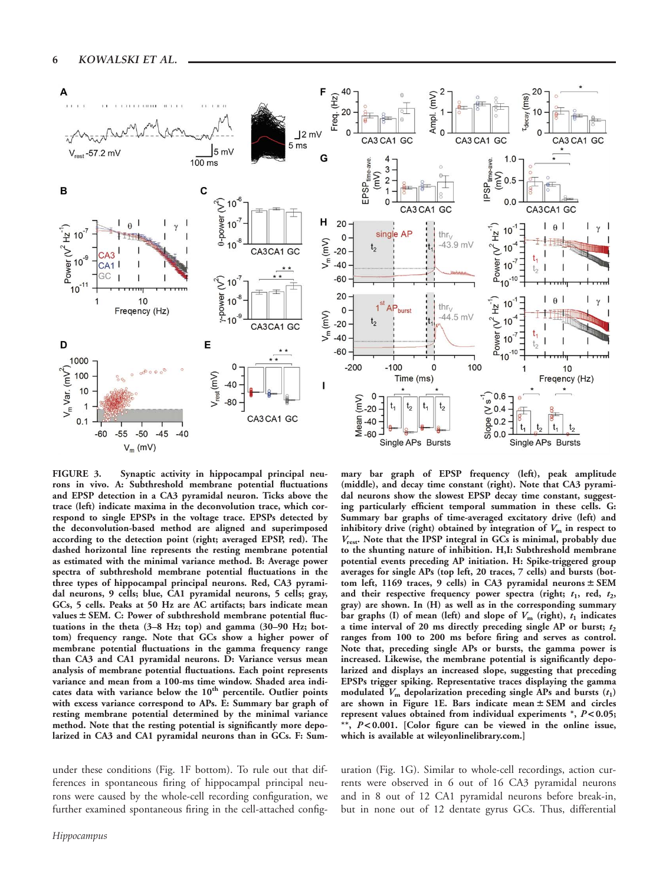**FIGURE 3.** Synaptic activity in hippocampal principal neurons in vivo. A: Subthreshold membrane potential fluctuations and EPSP detection in a CA3 pyramidal neuron. Ticks above the trace (left) indicate maxima in the deconvolution trace, which correspond to single EPSPs in the voltage trace. EPSPs detected by the deconvolution-based method are aligned and superimposed according to the detection point (right; averaged EPSP, red). The dashed horizontal line represents the resting membrane potential as estimated with the minimal variance method. B: Average power spectra of subthreshold membrane potential fluctuations in the three types of hippocampal principal neurons. Red, CA3 pyramidal neurons, 9 cells; blue, CA1 pyramidal neurons, 5 cells; gray, GCs, 5 cells. Peaks at 50 Hz are AC artifacts; bars indicate mean values ± SEM. C: Power of subthreshold membrane potential fluctuations in the theta (3–8 Hz; top) and gamma (30–90 Hz; bottom) frequency range. Note that GCs show a higher power of membrane potential fluctuations in the gamma frequency range than CA3 and CA1 pyramidal neurons. D: Variance versus mean analysis of membrane potential fluctuations. Each point represents variance and mean from a 100-ms time window. Shaded area indicates data with variance below the 10[th] percentile. Outlier points with excess variance correspond to APs. E: Summary bar graph of resting membrane potential determined by the minimal variance method. Note that the resting potential is significantly more depolarized in CA3 and CA1 pyramidal neurons than in GCs. F: Summary bar graph of EPSP frequency (left), peak amplitude (middle), and decay time constant (right). Note that CA3 pyramidal neurons show the slowest EPSP decay time constant, suggesting particularly efficient temporal summation in these cells. G: Summary bar graphs of time-averaged excitatory drive (left) and inhibitory drive (right) obtained by integration of $V_m$ in respect to $V_{rest}$. Note that the IPSP integral in GCs is minimal, probably due to the shunting nature of inhibition. H,I: Subthreshold membrane potential events preceding AP initiation. H: Spike-triggered group averages for single APs (top left, 20 traces, 7 cells) and bursts (bottom left, 1169 traces, 9 cells) in CA3 pyramidal neurons ± SEM and their respective frequency power spectra (right; $t_1$, red, $t_2$, gray) are shown. In (H) as well as in the corresponding summary bar graphs (I) of mean (left) and slope of $V_m$ (right), $t_1$ indicates a time interval of 20 ms directly preceding single AP or burst; $t_2$ ranges from 100 to 200 ms before firing and serves as control. Note that, preceding single APs or bursts, the gamma power is increased. Likewise, the membrane potential is significantly depolarized and displays an increased slope, suggesting that preceding EPSPs trigger spiking. Representative traces displaying the gamma modulated $V_m$ depolarization preceding single APs and bursts ($t_1$) are shown in Figure 1E. Bars indicate mean ± SEM and circles represent values obtained from individual experiments *, $P < 0.05$; **, $P < 0.001$. [Color figure can be viewed in the online issue, which is available at wileyonlinelibrary.com.]

under these conditions (Fig. 1F bottom). To rule out that differences in spontaneous firing of hippocampal principal neurons were caused by the whole-cell recording configuration, we further examined spontaneous firing in the cell-attached configuration (Fig. 1G). Similar to whole-cell recordings, action currents were observed in 6 out of 16 CA3 pyramidal neurons and in 8 out of 12 CA1 pyramidal neurons before break-in, but in none out of 12 dentate gyrus GCs. Thus, differential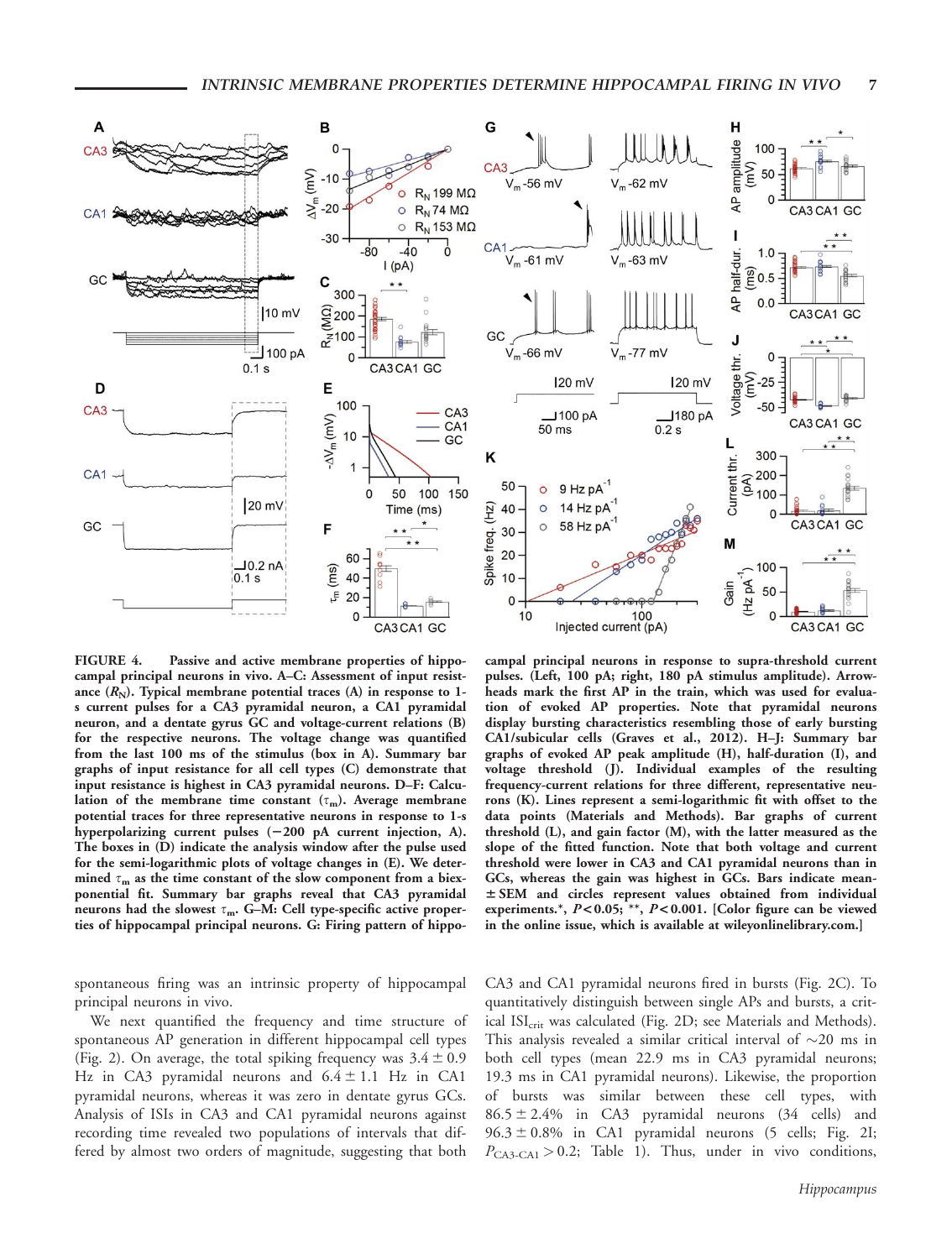FIGURE 4. Passive and active membrane properties of hippocampal principal neurons in vivo. A–C: Assessment of input resistance ($R_N$). Typical membrane potential traces (A) in response to 1-s current pulses for a CA3 pyramidal neuron, a CA1 pyramidal neuron, and a dentate gyrus GC and voltage-current relations (B) for the respective neurons. The voltage change was quantified from the last 100 ms of the stimulus (box in A). Summary bar graphs of input resistance for all cell types (C) demonstrate that input resistance is highest in CA3 pyramidal neurons. D–F: Calculation of the membrane time constant ($\tau_m$). Average membrane potential traces for three representative neurons in response to 1-s hyperpolarizing current pulses (−200 pA current injection, A). The boxes in (D) indicate the analysis window after the pulse used for the semi-logarithmic plots of voltage changes in (E). We determined $\tau_m$ as the time constant of the slow component from a biexponential fit. Summary bar graphs reveal that CA3 pyramidal neurons had the slowest $\tau_m$. G–M: Cell type-specific active properties of hippocampal principal neurons. G: Firing pattern of hippocampal principal neurons in response to supra-threshold current pulses. (Left, 100 pA; right, 180 pA stimulus amplitude). Arrowheads mark the first AP in the train, which was used for evaluation of evoked AP properties. Note that pyramidal neurons display bursting characteristics resembling those of early bursting CA1/subicular cells (Graves et al., 2012). H–J: Summary bar graphs of evoked AP peak amplitude (H), half-duration (I), and voltage threshold (J). Individual examples of the resulting frequency-current relations for three different, representative neurons (K). Lines represent a semi-logarithmic fit with offset to the data points (Materials and Methods). Bar graphs of current threshold (L), and gain factor (M), with the latter measured as the slope of the fitted function. Note that both voltage and current threshold were lower in CA3 and CA1 pyramidal neurons than in GCs, whereas the gain was highest in GCs. Bars indicate mean ± SEM and circles represent values obtained from individual experiments.*, $P < 0.05$; **, $P < 0.001$. [Color figure can be viewed in the online issue, which is available at wileyonlinelibrary.com.]

spontaneous firing was an intrinsic property of hippocampal principal neurons in vivo.

We next quantified the frequency and time structure of spontaneous AP generation in different hippocampal cell types (Fig. 2). On average, the total spiking frequency was 3.4 ± 0.9 Hz in CA3 pyramidal neurons and 6.4 ± 1.1 Hz in CA1 pyramidal neurons, whereas it was zero in dentate gyrus GCs. Analysis of ISIs in CA3 and CA1 pyramidal neurons against recording time revealed two populations of intervals that differed by almost two orders of magnitude, suggesting that both CA3 and CA1 pyramidal neurons fired in bursts (Fig. 2C). To quantitatively distinguish between single APs and bursts, a critical $ISI_{crit}$ was calculated (Fig. 2D; see Materials and Methods). This analysis revealed a similar critical interval of ~20 ms in both cell types (mean 22.9 ms in CA3 pyramidal neurons; 19.3 ms in CA1 pyramidal neurons). Likewise, the proportion of bursts was similar between these cell types, with 86.5 ± 2.4% in CA3 pyramidal neurons (34 cells) and 96.3 ± 0.8% in CA1 pyramidal neurons (5 cells; Fig. 2I; $P_{CA3\text{-}CA1} > 0.2$; Table 1). Thus, under in vivo conditions,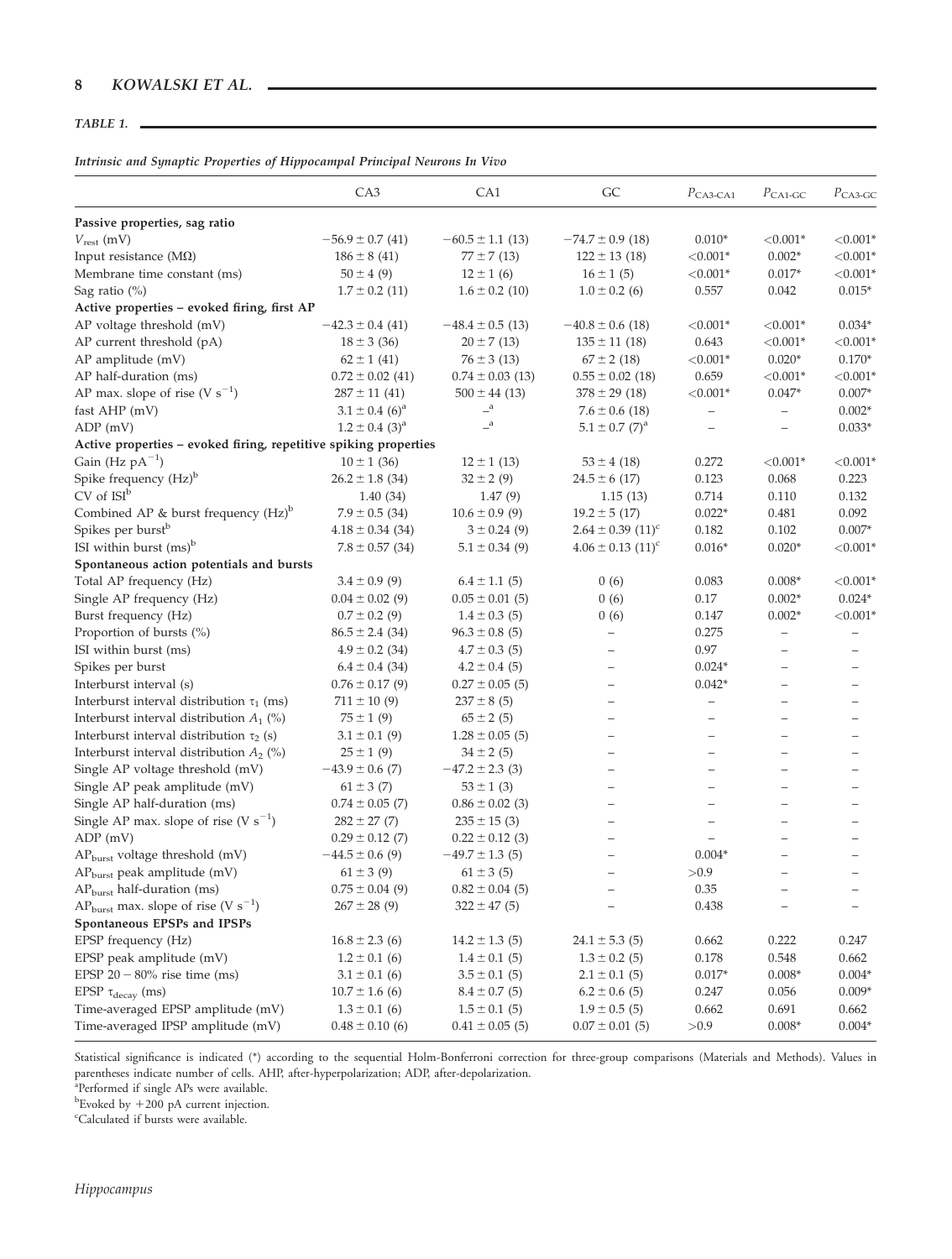**TABLE 1.**

***Intrinsic and Synaptic Properties of Hippocampal Principal Neurons In Vivo***

| | CA3 | CA1 | GC | $P_{CA3\text{-}CA1}$ | $P_{CA1\text{-}GC}$ | $P_{CA3\text{-}GC}$ |
|---|---|---|---|---|---|---|
| **Passive properties, sag ratio** | | | | | | |
| $V_{rest}$ (mV) | −56.9 ± 0.7 (41) | −60.5 ± 1.1 (13) | −74.7 ± 0.9 (18) | 0.010* | <0.001* | <0.001* |
| Input resistance (MΩ) | 186 ± 8 (41) | 77 ± 7 (13) | 122 ± 13 (18) | <0.001* | 0.002* | <0.001* |
| Membrane time constant (ms) | 50 ± 4 (9) | 12 ± 1 (6) | 16 ± 1 (5) | <0.001* | 0.017* | <0.001* |
| Sag ratio (%) | 1.7 ± 0.2 (11) | 1.6 ± 0.2 (10) | 1.0 ± 0.2 (6) | 0.557 | 0.042 | 0.015* |
| **Active properties – evoked firing, first AP** | | | | | | |
| AP voltage threshold (mV) | −42.3 ± 0.4 (41) | −48.4 ± 0.5 (13) | −40.8 ± 0.6 (18) | <0.001* | <0.001* | 0.034* |
| AP current threshold (pA) | 18 ± 3 (36) | 20 ± 7 (13) | 135 ± 11 (18) | 0.643 | <0.001* | <0.001* |
| AP amplitude (mV) | 62 ± 1 (41) | 76 ± 3 (13) | 67 ± 2 (18) | <0.001* | 0.020* | 0.170* |
| AP half-duration (ms) | 0.72 ± 0.02 (41) | 0.74 ± 0.03 (13) | 0.55 ± 0.02 (18) | 0.659 | <0.001* | <0.001* |
| AP max. slope of rise (V $s^{-1}$) | 287 ± 11 (41) | 500 ± 44 (13) | 378 ± 29 (18) | <0.001* | 0.047* | 0.007* |
| fast AHP (mV) | 3.1 ± 0.4 (6)[a] | –[a] | 7.6 ± 0.6 (18) | – | – | 0.002* |
| ADP (mV) | 1.2 ± 0.4 (3)[a] | –[a] | 5.1 ± 0.7 (7)[a] | – | – | 0.033* |
| **Active properties – evoked firing, repetitive spiking properties** | | | | | | |
| Gain (Hz $pA^{-1}$) | 10 ± 1 (36) | 12 ± 1 (13) | 53 ± 4 (18) | 0.272 | <0.001* | <0.001* |
| Spike frequency (Hz)[b] | 26.2 ± 1.8 (34) | 32 ± 2 (9) | 24.5 ± 6 (17) | 0.123 | 0.068 | 0.223 |
| CV of ISI[b] | 1.40 (34) | 1.47 (9) | 1.15 (13) | 0.714 | 0.110 | 0.132 |
| Combined AP & burst frequency (Hz)[b] | 7.9 ± 0.5 (34) | 10.6 ± 0.9 (9) | 19.2 ± 5 (17) | 0.022* | 0.481 | 0.092 |
| Spikes per burst[b] | 4.18 ± 0.34 (34) | 3 ± 0.24 (9) | 2.64 ± 0.39 (11)[c] | 0.182 | 0.102 | 0.007* |
| ISI within burst (ms)[b] | 7.8 ± 0.57 (34) | 5.1 ± 0.34 (9) | 4.06 ± 0.13 (11)[c] | 0.016* | 0.020* | <0.001* |
| **Spontaneous action potentials and bursts** | | | | | | |
| Total AP frequency (Hz) | 3.4 ± 0.9 (9) | 6.4 ± 1.1 (5) | 0 (6) | 0.083 | 0.008* | <0.001* |
| Single AP frequency (Hz) | 0.04 ± 0.02 (9) | 0.05 ± 0.01 (5) | 0 (6) | 0.17 | 0.002* | 0.024* |
| Burst frequency (Hz) | 0.7 ± 0.2 (9) | 1.4 ± 0.3 (5) | 0 (6) | 0.147 | 0.002* | <0.001* |
| Proportion of bursts (%) | 86.5 ± 2.4 (34) | 96.3 ± 0.8 (5) | – | 0.275 | – | – |
| ISI within burst (ms) | 4.9 ± 0.2 (34) | 4.7 ± 0.3 (5) | – | 0.97 | – | – |
| Spikes per burst | 6.4 ± 0.4 (34) | 4.2 ± 0.4 (5) | – | 0.024* | – | – |
| Interburst interval (s) | 0.76 ± 0.17 (9) | 0.27 ± 0.05 (5) | – | 0.042* | – | – |
| Interburst interval distribution $\tau_1$ (ms) | 711 ± 10 (9) | 237 ± 8 (5) | – | – | – | – |
| Interburst interval distribution $A_1$ (%) | 75 ± 1 (9) | 65 ± 2 (5) | – | – | – | – |
| Interburst interval distribution $\tau_2$ (s) | 3.1 ± 0.1 (9) | 1.28 ± 0.05 (5) | – | – | – | – |
| Interburst interval distribution $A_2$ (%) | 25 ± 1 (9) | 34 ± 2 (5) | – | – | – | – |
| Single AP voltage threshold (mV) | −43.9 ± 0.6 (7) | −47.2 ± 2.3 (3) | – | – | – | – |
| Single AP peak amplitude (mV) | 61 ± 3 (7) | 53 ± 1 (3) | – | – | – | – |
| Single AP half-duration (ms) | 0.74 ± 0.05 (7) | 0.86 ± 0.02 (3) | – | – | – | – |
| Single AP max. slope of rise (V $s^{-1}$) | 282 ± 27 (7) | 235 ± 15 (3) | – | – | – | – |
| ADP (mV) | 0.29 ± 0.12 (7) | 0.22 ± 0.12 (3) | – | – | – | – |
| $AP_{burst}$ voltage threshold (mV) | −44.5 ± 0.6 (9) | −49.7 ± 1.3 (5) | – | 0.004* | – | – |
| $AP_{burst}$ peak amplitude (mV) | 61 ± 3 (9) | 61 ± 3 (5) | – | >0.9 | – | – |
| $AP_{burst}$ half-duration (ms) | 0.75 ± 0.04 (9) | 0.82 ± 0.04 (5) | – | 0.35 | – | – |
| $AP_{burst}$ max. slope of rise (V $s^{-1}$) | 267 ± 28 (9) | 322 ± 47 (5) | – | 0.438 | – | – |
| **Spontaneous EPSPs and IPSPs** | | | | | | |
| EPSP frequency (Hz) | 16.8 ± 2.3 (6) | 14.2 ± 1.3 (5) | 24.1 ± 5.3 (5) | 0.662 | 0.222 | 0.247 |
| EPSP peak amplitude (mV) | 1.2 ± 0.1 (6) | 1.4 ± 0.1 (5) | 1.3 ± 0.2 (5) | 0.178 | 0.548 | 0.662 |
| EPSP 20 − 80% rise time (ms) | 3.1 ± 0.1 (6) | 3.5 ± 0.1 (5) | 2.1 ± 0.1 (5) | 0.017* | 0.008* | 0.004* |
| EPSP $\tau_{decay}$ (ms) | 10.7 ± 1.6 (6) | 8.4 ± 0.7 (5) | 6.2 ± 0.6 (5) | 0.247 | 0.056 | 0.009* |
| Time-averaged EPSP amplitude (mV) | 1.3 ± 0.1 (6) | 1.5 ± 0.1 (5) | 1.9 ± 0.5 (5) | 0.662 | 0.691 | 0.662 |
| Time-averaged IPSP amplitude (mV) | 0.48 ± 0.10 (6) | 0.41 ± 0.05 (5) | 0.07 ± 0.01 (5) | >0.9 | 0.008* | 0.004* |

Statistical significance is indicated (*) according to the sequential Holm-Bonferroni correction for three-group comparisons (Materials and Methods). Values in parentheses indicate number of cells. AHP, after-hyperpolarization; ADP, after-depolarization.

[a]Performed if single APs were available.

[b]Evoked by +200 pA current injection.

[c]Calculated if bursts were available.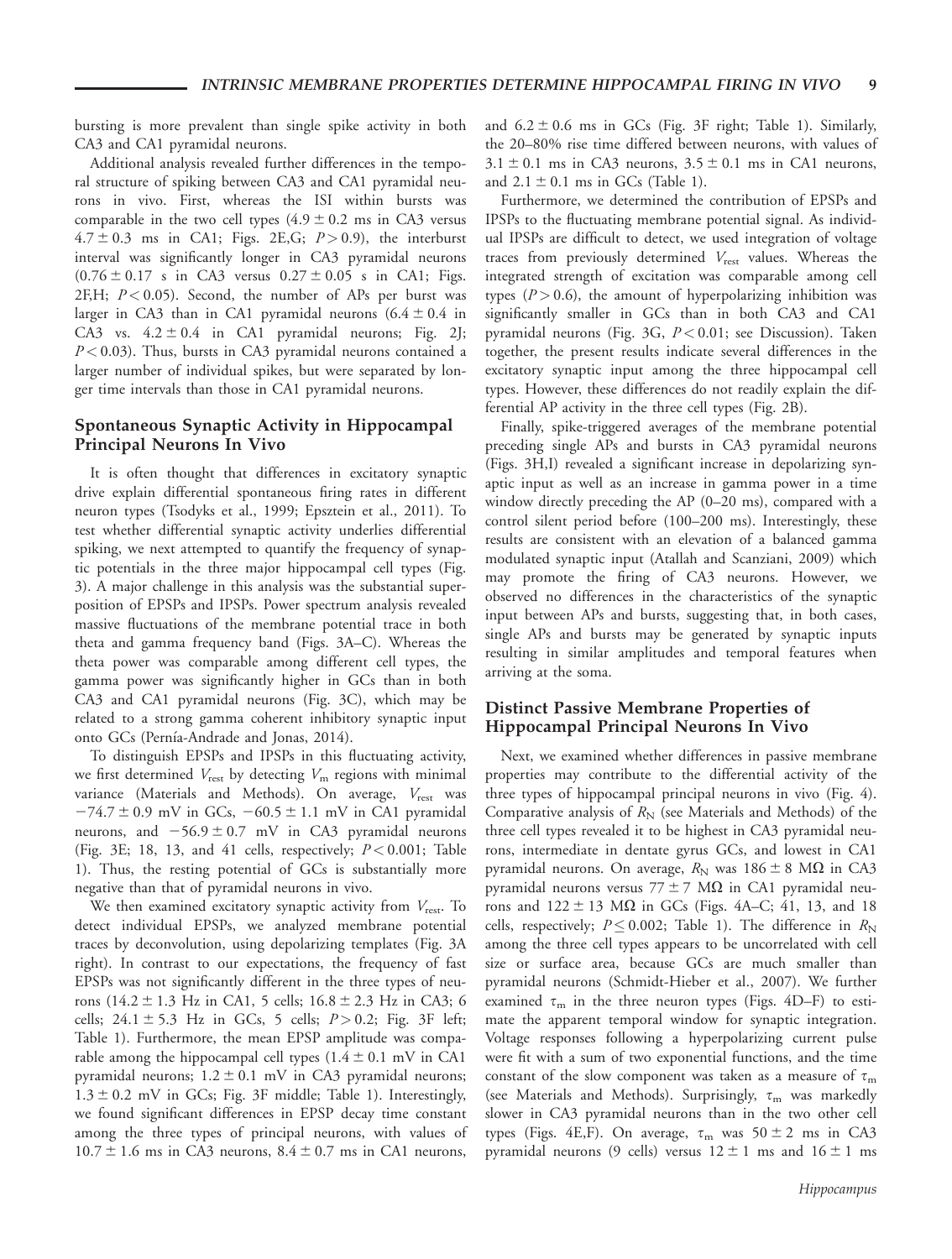bursting is more prevalent than single spike activity in both CA3 and CA1 pyramidal neurons.

Additional analysis revealed further differences in the temporal structure of spiking between CA3 and CA1 pyramidal neurons in vivo. First, whereas the ISI within bursts was comparable in the two cell types ($4.9 \pm 0.2$ ms in CA3 versus $4.7 \pm 0.3$ ms in CA1; Figs. 2E,G; $P > 0.9$), the interburst interval was significantly longer in CA3 pyramidal neurons ($0.76 \pm 0.17$ s in CA3 versus $0.27 \pm 0.05$ s in CA1; Figs. 2F,H; $P < 0.05$). Second, the number of APs per burst was larger in CA3 than in CA1 pyramidal neurons ($6.4 \pm 0.4$ in CA3 vs. $4.2 \pm 0.4$ in CA1 pyramidal neurons; Fig. 2J; $P < 0.03$). Thus, bursts in CA3 pyramidal neurons contained a larger number of individual spikes, but were separated by longer time intervals than those in CA1 pyramidal neurons.

## Spontaneous Synaptic Activity in Hippocampal Principal Neurons In Vivo

It is often thought that differences in excitatory synaptic drive explain differential spontaneous firing rates in different neuron types (Tsodyks et al., 1999; Epsztein et al., 2011). To test whether differential synaptic activity underlies differential spiking, we next attempted to quantify the frequency of synaptic potentials in the three major hippocampal cell types (Fig. 3). A major challenge in this analysis was the substantial superposition of EPSPs and IPSPs. Power spectrum analysis revealed massive fluctuations of the membrane potential trace in both theta and gamma frequency band (Figs. 3A–C). Whereas the theta power was comparable among different cell types, the gamma power was significantly higher in GCs than in both CA3 and CA1 pyramidal neurons (Fig. 3C), which may be related to a strong gamma coherent inhibitory synaptic input onto GCs (Pernía-Andrade and Jonas, 2014).

To distinguish EPSPs and IPSPs in this fluctuating activity, we first determined $V_{rest}$ by detecting $V_m$ regions with minimal variance (Materials and Methods). On average, $V_{rest}$ was $-74.7 \pm 0.9$ mV in GCs, $-60.5 \pm 1.1$ mV in CA1 pyramidal neurons, and $-56.9 \pm 0.7$ mV in CA3 pyramidal neurons (Fig. 3E; 18, 13, and 41 cells, respectively; $P < 0.001$; Table 1). Thus, the resting potential of GCs is substantially more negative than that of pyramidal neurons in vivo.

We then examined excitatory synaptic activity from $V_{rest}$. To detect individual EPSPs, we analyzed membrane potential traces by deconvolution, using depolarizing templates (Fig. 3A right). In contrast to our expectations, the frequency of fast EPSPs was not significantly different in the three types of neurons ($14.2 \pm 1.3$ Hz in CA1, 5 cells; $16.8 \pm 2.3$ Hz in CA3; 6 cells; $24.1 \pm 5.3$ Hz in GCs, 5 cells; $P > 0.2$; Fig. 3F left; Table 1). Furthermore, the mean EPSP amplitude was comparable among the hippocampal cell types ($1.4 \pm 0.1$ mV in CA1 pyramidal neurons; $1.2 \pm 0.1$ mV in CA3 pyramidal neurons; $1.3 \pm 0.2$ mV in GCs; Fig. 3F middle; Table 1). Interestingly, we found significant differences in EPSP decay time constant among the three types of principal neurons, with values of $10.7 \pm 1.6$ ms in CA3 neurons, $8.4 \pm 0.7$ ms in CA1 neurons, and $6.2 \pm 0.6$ ms in GCs (Fig. 3F right; Table 1). Similarly, the 20–80% rise time differed between neurons, with values of $3.1 \pm 0.1$ ms in CA3 neurons, $3.5 \pm 0.1$ ms in CA1 neurons, and $2.1 \pm 0.1$ ms in GCs (Table 1).

Furthermore, we determined the contribution of EPSPs and IPSPs to the fluctuating membrane potential signal. As individual IPSPs are difficult to detect, we used integration of voltage traces from previously determined $V_{rest}$ values. Whereas the integrated strength of excitation was comparable among cell types ($P > 0.6$), the amount of hyperpolarizing inhibition was significantly smaller in GCs than in both CA3 and CA1 pyramidal neurons (Fig. 3G, $P < 0.01$; see Discussion). Taken together, the present results indicate several differences in the excitatory synaptic input among the three hippocampal cell types. However, these differences do not readily explain the differential AP activity in the three cell types (Fig. 2B).

Finally, spike-triggered averages of the membrane potential preceding single APs and bursts in CA3 pyramidal neurons (Figs. 3H,I) revealed a significant increase in depolarizing synaptic input as well as an increase in gamma power in a time window directly preceding the AP (0–20 ms), compared with a control silent period before (100–200 ms). Interestingly, these results are consistent with an elevation of a balanced gamma modulated synaptic input (Atallah and Scanziani, 2009) which may promote the firing of CA3 neurons. However, we observed no differences in the characteristics of the synaptic input between APs and bursts, suggesting that, in both cases, single APs and bursts may be generated by synaptic inputs resulting in similar amplitudes and temporal features when arriving at the soma.

## Distinct Passive Membrane Properties of Hippocampal Principal Neurons In Vivo

Next, we examined whether differences in passive membrane properties may contribute to the differential activity of the three types of hippocampal principal neurons in vivo (Fig. 4). Comparative analysis of $R_N$ (see Materials and Methods) of the three cell types revealed it to be highest in CA3 pyramidal neurons, intermediate in dentate gyrus GCs, and lowest in CA1 pyramidal neurons. On average, $R_N$ was $186 \pm 8$ MΩ in CA3 pyramidal neurons versus $77 \pm 7$ MΩ in CA1 pyramidal neurons and $122 \pm 13$ MΩ in GCs (Figs. 4A–C; 41, 13, and 18 cells, respectively; $P \leq 0.002$; Table 1). The difference in $R_N$ among the three cell types appears to be uncorrelated with cell size or surface area, because GCs are much smaller than pyramidal neurons (Schmidt-Hieber et al., 2007). We further examined $\tau_m$ in the three neuron types (Figs. 4D–F) to estimate the apparent temporal window for synaptic integration. Voltage responses following a hyperpolarizing current pulse were fit with a sum of two exponential functions, and the time constant of the slow component was taken as a measure of $\tau_m$ (see Materials and Methods). Surprisingly, $\tau_m$ was markedly slower in CA3 pyramidal neurons than in the two other cell types (Figs. 4E,F). On average, $\tau_m$ was $50 \pm 2$ ms in CA3 pyramidal neurons (9 cells) versus $12 \pm 1$ ms and $16 \pm 1$ ms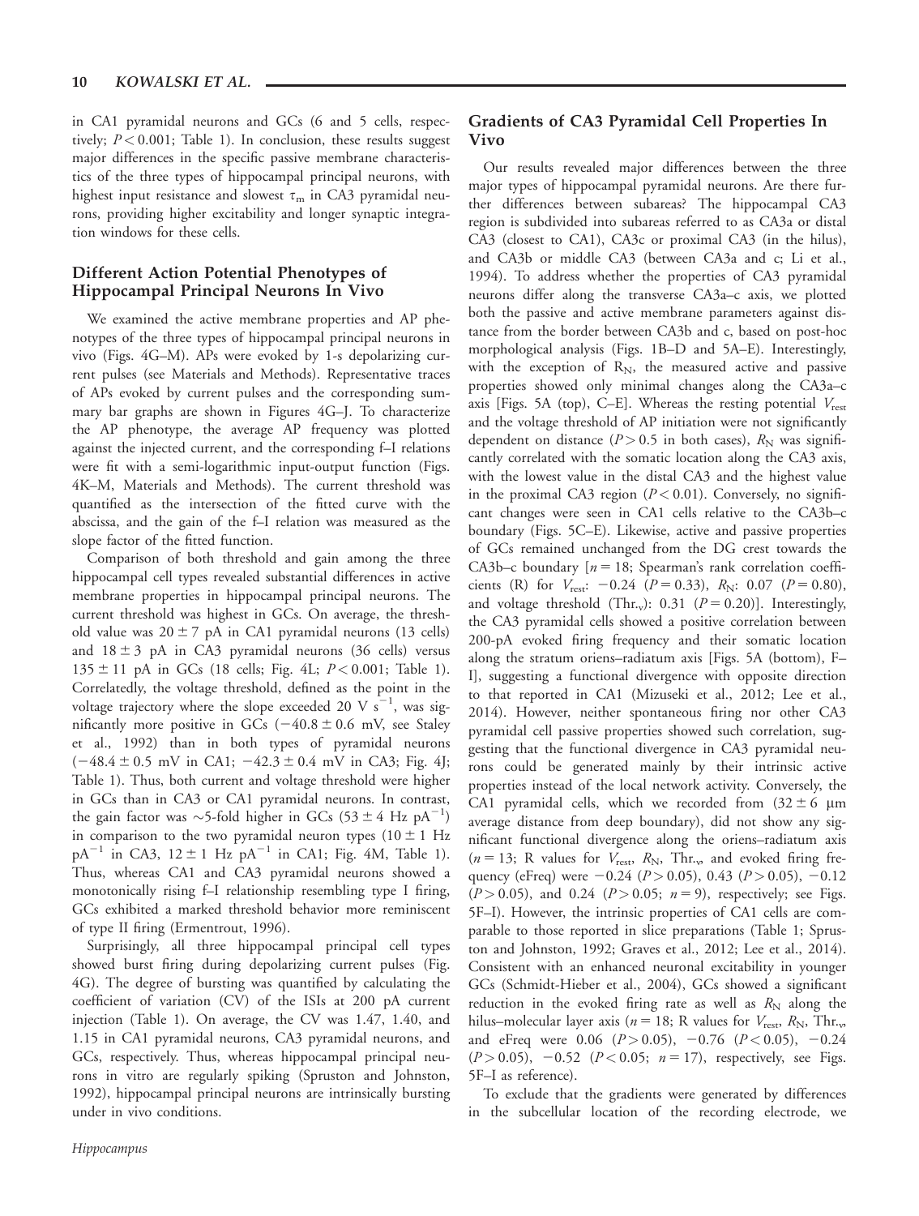in CA1 pyramidal neurons and GCs (6 and 5 cells, respectively; $P < 0.001$; Table 1). In conclusion, these results suggest major differences in the specific passive membrane characteristics of the three types of hippocampal principal neurons, with highest input resistance and slowest $\tau_m$ in CA3 pyramidal neurons, providing higher excitability and longer synaptic integration windows for these cells.

### Different Action Potential Phenotypes of Hippocampal Principal Neurons In Vivo

We examined the active membrane properties and AP phenotypes of the three types of hippocampal principal neurons in vivo (Figs. 4G–M). APs were evoked by 1-s depolarizing current pulses (see Materials and Methods). Representative traces of APs evoked by current pulses and the corresponding summary bar graphs are shown in Figures 4G–J. To characterize the AP phenotype, the average AP frequency was plotted against the injected current, and the corresponding f–I relations were fit with a semi-logarithmic input-output function (Figs. 4K–M, Materials and Methods). The current threshold was quantified as the intersection of the fitted curve with the abscissa, and the gain of the f–I relation was measured as the slope factor of the fitted function.

Comparison of both threshold and gain among the three hippocampal cell types revealed substantial differences in active membrane properties in hippocampal principal neurons. The current threshold was highest in GCs. On average, the threshold value was $20 \pm 7$ pA in CA1 pyramidal neurons (13 cells) and $18 \pm 3$ pA in CA3 pyramidal neurons (36 cells) versus $135 \pm 11$ pA in GCs (18 cells; Fig. 4L; $P < 0.001$; Table 1). Correlatedly, the voltage threshold, defined as the point in the voltage trajectory where the slope exceeded 20 V $s^{-1}$, was significantly more positive in GCs ($-40.8 \pm 0.6$ mV, see Staley et al., 1992) than in both types of pyramidal neurons ($-48.4 \pm 0.5$ mV in CA1; $-42.3 \pm 0.4$ mV in CA3; Fig. 4J; Table 1). Thus, both current and voltage threshold were higher in GCs than in CA3 or CA1 pyramidal neurons. In contrast, the gain factor was ~5-fold higher in GCs ($53 \pm 4$ Hz $pA^{-1}$) in comparison to the two pyramidal neuron types ($10 \pm 1$ Hz $pA^{-1}$ in CA3, $12 \pm 1$ Hz $pA^{-1}$ in CA1; Fig. 4M, Table 1). Thus, whereas CA1 and CA3 pyramidal neurons showed a monotonically rising f–I relationship resembling type I firing, GCs exhibited a marked threshold behavior more reminiscent of type II firing (Ermentrout, 1996).

Surprisingly, all three hippocampal principal cell types showed burst firing during depolarizing current pulses (Fig. 4G). The degree of bursting was quantified by calculating the coefficient of variation (CV) of the ISIs at 200 pA current injection (Table 1). On average, the CV was 1.47, 1.40, and 1.15 in CA1 pyramidal neurons, CA3 pyramidal neurons, and GCs, respectively. Thus, whereas hippocampal principal neurons in vitro are regularly spiking (Spruston and Johnston, 1992), hippocampal principal neurons are intrinsically bursting under in vivo conditions.

### Gradients of CA3 Pyramidal Cell Properties In Vivo

Our results revealed major differences between the three major types of hippocampal pyramidal neurons. Are there further differences between subareas? The hippocampal CA3 region is subdivided into subareas referred to as CA3a or distal CA3 (closest to CA1), CA3c or proximal CA3 (in the hilus), and CA3b or middle CA3 (between CA3a and c; Li et al., 1994). To address whether the properties of CA3 pyramidal neurons differ along the transverse CA3a–c axis, we plotted both the passive and active membrane parameters against distance from the border between CA3b and c, based on post-hoc morphological analysis (Figs. 1B–D and 5A–E). Interestingly, with the exception of $R_N$, the measured active and passive properties showed only minimal changes along the CA3a–c axis [Figs. 5A (top), C–E]. Whereas the resting potential $V_{rest}$ and the voltage threshold of AP initiation were not significantly dependent on distance ($P > 0.5$ in both cases), $R_N$ was significantly correlated with the somatic location along the CA3 axis, with the lowest value in the distal CA3 and the highest value in the proximal CA3 region ($P < 0.01$). Conversely, no significant changes were seen in CA1 cells relative to the CA3b–c boundary (Figs. 5C–E). Likewise, active and passive properties of GCs remained unchanged from the DG crest towards the CA3b–c boundary [$n = 18$; Spearman's rank correlation coefficients (R) for $V_{rest}$: $-0.24$ ($P = 0.33$), $R_N$: 0.07 ($P = 0.80$), and voltage threshold ($\text{Thr.}_v$): 0.31 ($P = 0.20$)]. Interestingly, the CA3 pyramidal cells showed a positive correlation between 200-pA evoked firing frequency and their somatic location along the stratum oriens–radiatum axis [Figs. 5A (bottom), F–I], suggesting a functional divergence with opposite direction to that reported in CA1 (Mizuseki et al., 2012; Lee et al., 2014). However, neither spontaneous firing nor other CA3 pyramidal cell passive properties showed such correlation, suggesting that the functional divergence in CA3 pyramidal neurons could be generated mainly by their intrinsic active properties instead of the local network activity. Conversely, the CA1 pyramidal cells, which we recorded from ($32 \pm 6$ μm average distance from deep boundary), did not show any significant functional divergence along the oriens–radiatum axis ($n = 13$; R values for $V_{rest}$, $R_N$, $\text{Thr.}_v$, and evoked firing frequency (eFreq) were $-0.24$ ($P > 0.05$), 0.43 ($P > 0.05$), $-0.12$ ($P > 0.05$), and 0.24 ($P > 0.05$; $n = 9$), respectively; see Figs. 5F–I). However, the intrinsic properties of CA1 cells are comparable to those reported in slice preparations (Table 1; Spruston and Johnston, 1992; Graves et al., 2012; Lee et al., 2014). Consistent with an enhanced neuronal excitability in younger GCs (Schmidt-Hieber et al., 2004), GCs showed a significant reduction in the evoked firing rate as well as $R_N$ along the hilus–molecular layer axis ($n = 18$; R values for $V_{rest}$, $R_N$, $\text{Thr.}_v$, and eFreq were 0.06 ($P > 0.05$), $-0.76$ ($P < 0.05$), $-0.24$ ($P > 0.05$), $-0.52$ ($P < 0.05$; $n = 17$), respectively, see Figs. 5F–I as reference).

To exclude that the gradients were generated by differences in the subcellular location of the recording electrode, we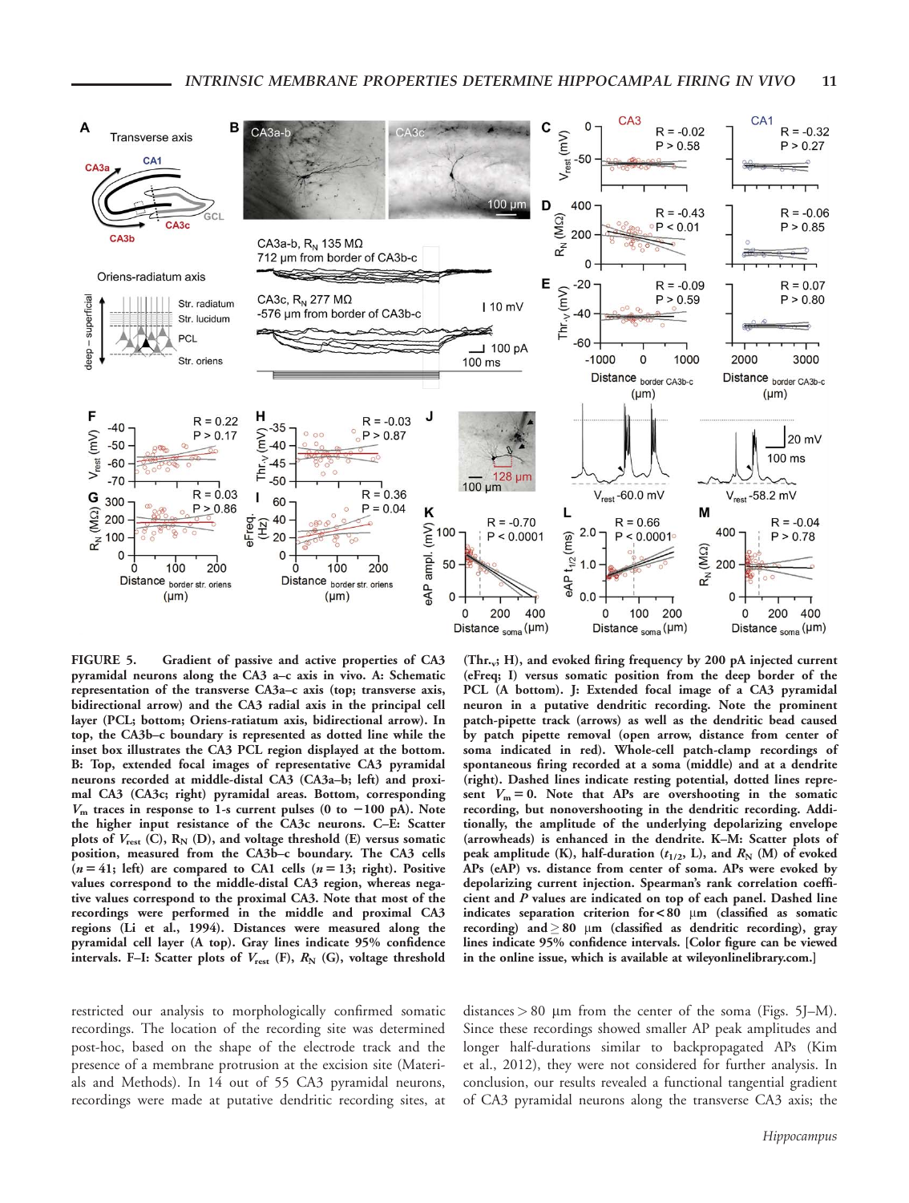**FIGURE 5.** **Gradient of passive and active properties of CA3 pyramidal neurons along the CA3 a–c axis in vivo. A: Schematic representation of the transverse CA3a–c axis (top; transverse axis, bidirectional arrow) and the CA3 radial axis in the principal cell layer (PCL; bottom; Oriens-ratiatum axis, bidirectional arrow). In top, the CA3b–c boundary is represented as dotted line while the inset box illustrates the CA3 PCL region displayed at the bottom. B: Top, extended focal images of representative CA3 pyramidal neurons recorded at middle-distal CA3 (CA3a–b; left) and proximal CA3 (CA3c; right) pyramidal areas. Bottom, corresponding $V_m$ traces in response to 1-s current pulses (0 to −100 pA). Note the higher input resistance of the CA3c neurons. C–E: Scatter plots of $V_{rest}$ (C), $R_N$ (D), and voltage threshold (E) versus somatic position, measured from the CA3b–c boundary. The CA3 cells ($n = 41$; left) are compared to CA1 cells ($n = 13$; right). Positive values correspond to the middle-distal CA3 region, whereas negative values correspond to the proximal CA3. Note that most of the recordings were performed in the middle and proximal CA3 regions (Li et al., 1994). Distances were measured along the pyramidal cell layer (A top). Gray lines indicate 95% confidence intervals. F–I: Scatter plots of $V_{rest}$ (F), $R_N$ (G), voltage threshold ($Thr._v$; H), and evoked firing frequency by 200 pA injected current (eFreq; I) versus somatic position from the deep border of the PCL (A bottom). J: Extended focal image of a CA3 pyramidal neuron in a putative dendritic recording. Note the prominent patch-pipette track (arrows) as well as the dendritic bead caused by patch pipette removal (open arrow, distance from center of soma indicated in red). Whole-cell patch-clamp recordings of spontaneous firing recorded at a soma (middle) and at a dendrite (right). Dashed lines indicate resting potential, dotted lines represent $V_m = 0$. Note that APs are overshooting in the somatic recording, but nonovershooting in the dendritic recording. Additionally, the amplitude of the underlying depolarizing envelope (arrowheads) is enhanced in the dendrite. K–M: Scatter plots of peak amplitude (K), half-duration ($t_{1/2}$, L), and $R_N$ (M) of evoked APs (eAP) vs. distance from center of soma. APs were evoked by depolarizing current injection. Spearman's rank correlation coefficient and $P$ values are indicated on top of each panel. Dashed line indicates separation criterion for < 80 μm (classified as somatic recording) and ≥ 80 μm (classified as dendritic recording), gray lines indicate 95% confidence intervals. [Color figure can be viewed in the online issue, which is available at wileyonlinelibrary.com.]**

restricted our analysis to morphologically confirmed somatic recordings. The location of the recording site was determined post-hoc, based on the shape of the electrode track and the presence of a membrane protrusion at the excision site (Materials and Methods). In 14 out of 55 CA3 pyramidal neurons, recordings were made at putative dendritic recording sites, at distances > 80 μm from the center of the soma (Figs. 5J–M). Since these recordings showed smaller AP peak amplitudes and longer half-durations similar to backpropagated APs (Kim et al., 2012), they were not considered for further analysis. In conclusion, our results revealed a functional tangential gradient of CA3 pyramidal neurons along the transverse CA3 axis; the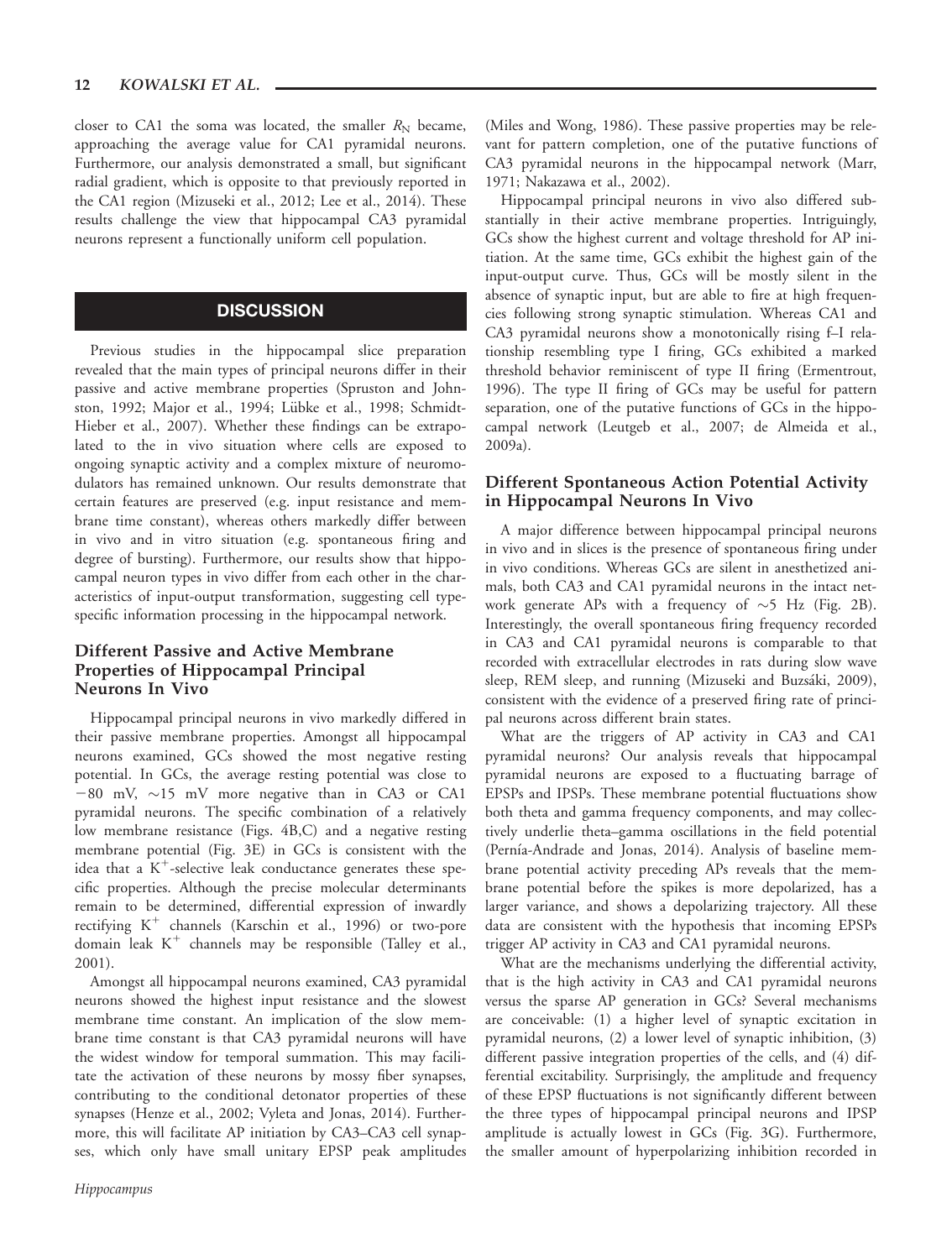closer to CA1 the soma was located, the smaller $R_N$ became, approaching the average value for CA1 pyramidal neurons. Furthermore, our analysis demonstrated a small, but significant radial gradient, which is opposite to that previously reported in the CA1 region (Mizuseki et al., 2012; Lee et al., 2014). These results challenge the view that hippocampal CA3 pyramidal neurons represent a functionally uniform cell population.

## DISCUSSION

Previous studies in the hippocampal slice preparation revealed that the main types of principal neurons differ in their passive and active membrane properties (Spruston and Johnston, 1992; Major et al., 1994; Lübke et al., 1998; Schmidt-Hieber et al., 2007). Whether these findings can be extrapolated to the in vivo situation where cells are exposed to ongoing synaptic activity and a complex mixture of neuromodulators has remained unknown. Our results demonstrate that certain features are preserved (e.g. input resistance and membrane time constant), whereas others markedly differ between in vivo and in vitro situation (e.g. spontaneous firing and degree of bursting). Furthermore, our results show that hippocampal neuron types in vivo differ from each other in the characteristics of input-output transformation, suggesting cell type-specific information processing in the hippocampal network.

### Different Passive and Active Membrane Properties of Hippocampal Principal Neurons In Vivo

Hippocampal principal neurons in vivo markedly differed in their passive membrane properties. Amongst all hippocampal neurons examined, GCs showed the most negative resting potential. In GCs, the average resting potential was close to −80 mV, ∼15 mV more negative than in CA3 or CA1 pyramidal neurons. The specific combination of a relatively low membrane resistance (Figs. 4B,C) and a negative resting membrane potential (Fig. 3E) in GCs is consistent with the idea that a $K^+$-selective leak conductance generates these specific properties. Although the precise molecular determinants remain to be determined, differential expression of inwardly rectifying $K^+$ channels (Karschin et al., 1996) or two-pore domain leak $K^+$ channels may be responsible (Talley et al., 2001).

Amongst all hippocampal neurons examined, CA3 pyramidal neurons showed the highest input resistance and the slowest membrane time constant. An implication of the slow membrane time constant is that CA3 pyramidal neurons will have the widest window for temporal summation. This may facilitate the activation of these neurons by mossy fiber synapses, contributing to the conditional detonator properties of these synapses (Henze et al., 2002; Vyleta and Jonas, 2014). Furthermore, this will facilitate AP initiation by CA3–CA3 cell synapses, which only have small unitary EPSP peak amplitudes (Miles and Wong, 1986). These passive properties may be relevant for pattern completion, one of the putative functions of CA3 pyramidal neurons in the hippocampal network (Marr, 1971; Nakazawa et al., 2002).

Hippocampal principal neurons in vivo also differed substantially in their active membrane properties. Intriguingly, GCs show the highest current and voltage threshold for AP initiation. At the same time, GCs exhibit the highest gain of the input-output curve. Thus, GCs will be mostly silent in the absence of synaptic input, but are able to fire at high frequencies following strong synaptic stimulation. Whereas CA1 and CA3 pyramidal neurons show a monotonically rising f–I relationship resembling type I firing, GCs exhibited a marked threshold behavior reminiscent of type II firing (Ermentrout, 1996). The type II firing of GCs may be useful for pattern separation, one of the putative functions of GCs in the hippocampal network (Leutgeb et al., 2007; de Almeida et al., 2009a).

### Different Spontaneous Action Potential Activity in Hippocampal Neurons In Vivo

A major difference between hippocampal principal neurons in vivo and in slices is the presence of spontaneous firing under in vivo conditions. Whereas GCs are silent in anesthetized animals, both CA3 and CA1 pyramidal neurons in the intact network generate APs with a frequency of ∼5 Hz (Fig. 2B). Interestingly, the overall spontaneous firing frequency recorded in CA3 and CA1 pyramidal neurons is comparable to that recorded with extracellular electrodes in rats during slow wave sleep, REM sleep, and running (Mizuseki and Buzsáki, 2009), consistent with the evidence of a preserved firing rate of principal neurons across different brain states.

What are the triggers of AP activity in CA3 and CA1 pyramidal neurons? Our analysis reveals that hippocampal pyramidal neurons are exposed to a fluctuating barrage of EPSPs and IPSPs. These membrane potential fluctuations show both theta and gamma frequency components, and may collectively underlie theta–gamma oscillations in the field potential (Pernía-Andrade and Jonas, 2014). Analysis of baseline membrane potential activity preceding APs reveals that the membrane potential before the spikes is more depolarized, has a larger variance, and shows a depolarizing trajectory. All these data are consistent with the hypothesis that incoming EPSPs trigger AP activity in CA3 and CA1 pyramidal neurons.

What are the mechanisms underlying the differential activity, that is the high activity in CA3 and CA1 pyramidal neurons versus the sparse AP generation in GCs? Several mechanisms are conceivable: (1) a higher level of synaptic excitation in pyramidal neurons, (2) a lower level of synaptic inhibition, (3) different passive integration properties of the cells, and (4) differential excitability. Surprisingly, the amplitude and frequency of these EPSP fluctuations is not significantly different between the three types of hippocampal principal neurons and IPSP amplitude is actually lowest in GCs (Fig. 3G). Furthermore, the smaller amount of hyperpolarizing inhibition recorded in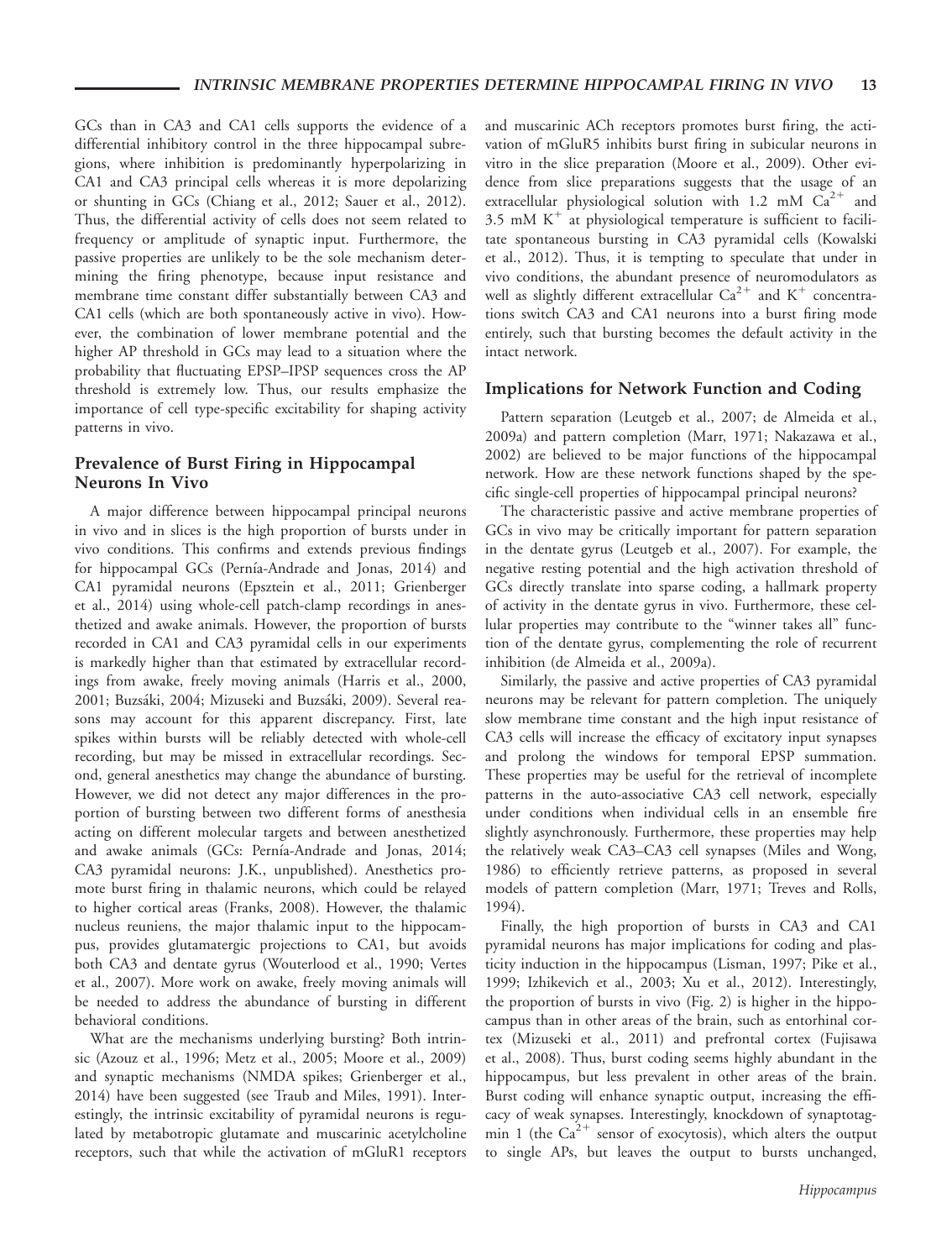GCs than in CA3 and CA1 cells supports the evidence of a differential inhibitory control in the three hippocampal subregions, where inhibition is predominantly hyperpolarizing in CA1 and CA3 principal cells whereas it is more depolarizing or shunting in GCs (Chiang et al., 2012; Sauer et al., 2012). Thus, the differential activity of cells does not seem related to frequency or amplitude of synaptic input. Furthermore, the passive properties are unlikely to be the sole mechanism determining the firing phenotype, because input resistance and membrane time constant differ substantially between CA3 and CA1 cells (which are both spontaneously active in vivo). However, the combination of lower membrane potential and the higher AP threshold in GCs may lead to a situation where the probability that fluctuating EPSP–IPSP sequences cross the AP threshold is extremely low. Thus, our results emphasize the importance of cell type-specific excitability for shaping activity patterns in vivo.

## Prevalence of Burst Firing in Hippocampal Neurons In Vivo

A major difference between hippocampal principal neurons in vivo and in slices is the high proportion of bursts under in vivo conditions. This confirms and extends previous findings for hippocampal GCs (Pernía-Andrade and Jonas, 2014) and CA1 pyramidal neurons (Epsztein et al., 2011; Grienberger et al., 2014) using whole-cell patch-clamp recordings in anesthetized and awake animals. However, the proportion of bursts recorded in CA1 and CA3 pyramidal cells in our experiments is markedly higher than that estimated by extracellular recordings from awake, freely moving animals (Harris et al., 2000, 2001; Buzsáki, 2004; Mizuseki and Buzsáki, 2009). Several reasons may account for this apparent discrepancy. First, late spikes within bursts will be reliably detected with whole-cell recording, but may be missed in extracellular recordings. Second, general anesthetics may change the abundance of bursting. However, we did not detect any major differences in the proportion of bursting between two different forms of anesthesia acting on different molecular targets and between anesthetized and awake animals (GCs: Pernía-Andrade and Jonas, 2014; CA3 pyramidal neurons: J.K., unpublished). Anesthetics promote burst firing in thalamic neurons, which could be relayed to higher cortical areas (Franks, 2008). However, the thalamic nucleus reuniens, the major thalamic input to the hippocampus, provides glutamatergic projections to CA1, but avoids both CA3 and dentate gyrus (Wouterlood et al., 1990; Vertes et al., 2007). More work on awake, freely moving animals will be needed to address the abundance of bursting in different behavioral conditions.

What are the mechanisms underlying bursting? Both intrinsic (Azouz et al., 1996; Metz et al., 2005; Moore et al., 2009) and synaptic mechanisms (NMDA spikes; Grienberger et al., 2014) have been suggested (see Traub and Miles, 1991). Interestingly, the intrinsic excitability of pyramidal neurons is regulated by metabotropic glutamate and muscarinic acetylcholine receptors, such that while the activation of mGluR1 receptors and muscarinic ACh receptors promotes burst firing, the activation of mGluR5 inhibits burst firing in subicular neurons in vitro in the slice preparation (Moore et al., 2009). Other evidence from slice preparations suggests that the usage of an extracellular physiological solution with 1.2 mM $Ca^{2+}$ and 3.5 mM $K^{+}$ at physiological temperature is sufficient to facilitate spontaneous bursting in CA3 pyramidal cells (Kowalski et al., 2012). Thus, it is tempting to speculate that under in vivo conditions, the abundant presence of neuromodulators as well as slightly different extracellular $Ca^{2+}$ and $K^{+}$ concentrations switch CA3 and CA1 neurons into a burst firing mode entirely, such that bursting becomes the default activity in the intact network.

## Implications for Network Function and Coding

Pattern separation (Leutgeb et al., 2007; de Almeida et al., 2009a) and pattern completion (Marr, 1971; Nakazawa et al., 2002) are believed to be major functions of the hippocampal network. How are these network functions shaped by the specific single-cell properties of hippocampal principal neurons?

The characteristic passive and active membrane properties of GCs in vivo may be critically important for pattern separation in the dentate gyrus (Leutgeb et al., 2007). For example, the negative resting potential and the high activation threshold of GCs directly translate into sparse coding, a hallmark property of activity in the dentate gyrus in vivo. Furthermore, these cellular properties may contribute to the "winner takes all" function of the dentate gyrus, complementing the role of recurrent inhibition (de Almeida et al., 2009a).

Similarly, the passive and active properties of CA3 pyramidal neurons may be relevant for pattern completion. The uniquely slow membrane time constant and the high input resistance of CA3 cells will increase the efficacy of excitatory input synapses and prolong the windows for temporal EPSP summation. These properties may be useful for the retrieval of incomplete patterns in the auto-associative CA3 cell network, especially under conditions when individual cells in an ensemble fire slightly asynchronously. Furthermore, these properties may help the relatively weak CA3–CA3 cell synapses (Miles and Wong, 1986) to efficiently retrieve patterns, as proposed in several models of pattern completion (Marr, 1971; Treves and Rolls, 1994).

Finally, the high proportion of bursts in CA3 and CA1 pyramidal neurons has major implications for coding and plasticity induction in the hippocampus (Lisman, 1997; Pike et al., 1999; Izhikevich et al., 2003; Xu et al., 2012). Interestingly, the proportion of bursts in vivo (Fig. 2) is higher in the hippocampus than in other areas of the brain, such as entorhinal cortex (Mizuseki et al., 2011) and prefrontal cortex (Fujisawa et al., 2008). Thus, burst coding seems highly abundant in the hippocampus, but less prevalent in other areas of the brain. Burst coding will enhance synaptic output, increasing the efficacy of weak synapses. Interestingly, knockdown of synaptotagmin 1 (the $Ca^{2+}$ sensor of exocytosis), which alters the output to single APs, but leaves the output to bursts unchanged,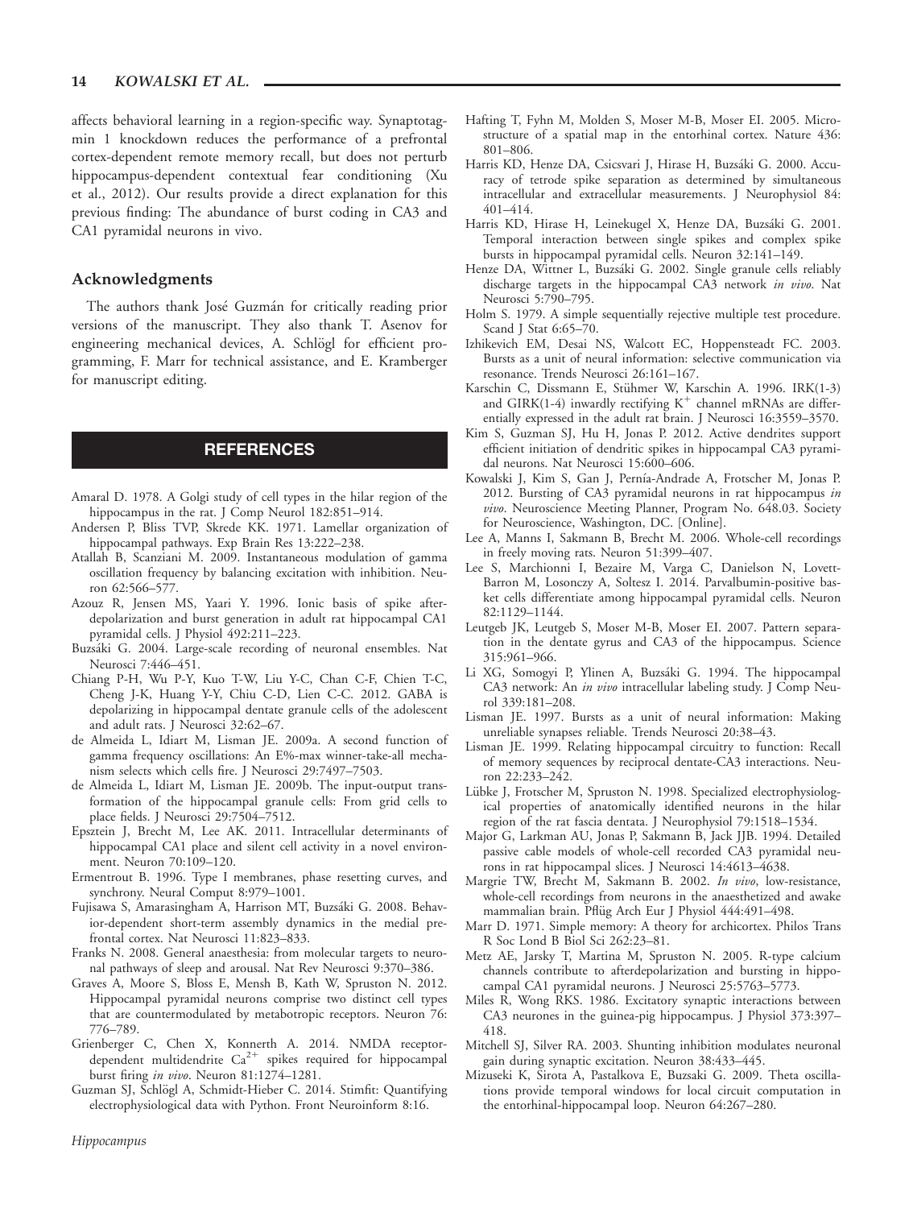affects behavioral learning in a region-specific way. Synaptotagmin 1 knockdown reduces the performance of a prefrontal cortex-dependent remote memory recall, but does not perturb hippocampus-dependent contextual fear conditioning (Xu et al., 2012). Our results provide a direct explanation for this previous finding: The abundance of burst coding in CA3 and CA1 pyramidal neurons in vivo.

## Acknowledgments

The authors thank José Guzmán for critically reading prior versions of the manuscript. They also thank T. Asenov for engineering mechanical devices, A. Schlögl for efficient programming, F. Marr for technical assistance, and E. Kramberger for manuscript editing.

## REFERENCES

Amaral D. 1978. A Golgi study of cell types in the hilar region of the hippocampus in the rat. J Comp Neurol 182:851–914.

Andersen P, Bliss TVP, Skrede KK. 1971. Lamellar organization of hippocampal pathways. Exp Brain Res 13:222–238.

Atallah B, Scanziani M. 2009. Instantaneous modulation of gamma oscillation frequency by balancing excitation with inhibition. Neuron 62:566–577.

Azouz R, Jensen MS, Yaari Y. 1996. Ionic basis of spike after-depolarization and burst generation in adult rat hippocampal CA1 pyramidal cells. J Physiol 492:211–223.

Buzsáki G. 2004. Large-scale recording of neuronal ensembles. Nat Neurosci 7:446–451.

Chiang P-H, Wu P-Y, Kuo T-W, Liu Y-C, Chan C-F, Chien T-C, Cheng J-K, Huang Y-Y, Chiu C-D, Lien C-C. 2012. GABA is depolarizing in hippocampal dentate granule cells of the adolescent and adult rats. J Neurosci 32:62–67.

de Almeida L, Idiart M, Lisman JE. 2009a. A second function of gamma frequency oscillations: An E%-max winner-take-all mechanism selects which cells fire. J Neurosci 29:7497–7503.

de Almeida L, Idiart M, Lisman JE. 2009b. The input-output transformation of the hippocampal granule cells: From grid cells to place fields. J Neurosci 29:7504–7512.

Epsztein J, Brecht M, Lee AK. 2011. Intracellular determinants of hippocampal CA1 place and silent cell activity in a novel environment. Neuron 70:109–120.

Ermentrout B. 1996. Type I membranes, phase resetting curves, and synchrony. Neural Comput 8:979–1001.

Fujisawa S, Amarasingham A, Harrison MT, Buzsáki G. 2008. Behavior-dependent short-term assembly dynamics in the medial prefrontal cortex. Nat Neurosci 11:823–833.

Franks N. 2008. General anaesthesia: from molecular targets to neuronal pathways of sleep and arousal. Nat Rev Neurosci 9:370–386.

Graves A, Moore S, Bloss E, Mensh B, Kath W, Spruston N. 2012. Hippocampal pyramidal neurons comprise two distinct cell types that are countermodulated by metabotropic receptors. Neuron 76: 776–789.

Grienberger C, Chen X, Konnerth A. 2014. NMDA receptor-dependent multidendrite $Ca^{2+}$ spikes required for hippocampal burst firing *in vivo*. Neuron 81:1274–1281.

Guzman SJ, Schlögl A, Schmidt-Hieber C. 2014. Stimfit: Quantifying electrophysiological data with Python. Front Neuroinform 8:16.

Hafting T, Fyhn M, Molden S, Moser M-B, Moser EI. 2005. Microstructure of a spatial map in the entorhinal cortex. Nature 436: 801–806.

Harris KD, Henze DA, Csicsvari J, Hirase H, Buzsáki G. 2000. Accuracy of tetrode spike separation as determined by simultaneous intracellular and extracellular measurements. J Neurophysiol 84: 401–414.

Harris KD, Hirase H, Leinekugel X, Henze DA, Buzsáki G. 2001. Temporal interaction between single spikes and complex spike bursts in hippocampal pyramidal cells. Neuron 32:141–149.

Henze DA, Wittner L, Buzsáki G. 2002. Single granule cells reliably discharge targets in the hippocampal CA3 network *in vivo*. Nat Neurosci 5:790–795.

Holm S. 1979. A simple sequentially rejective multiple test procedure. Scand J Stat 6:65–70.

Izhikevich EM, Desai NS, Walcott EC, Hoppensteadt FC. 2003. Bursts as a unit of neural information: selective communication via resonance. Trends Neurosci 26:161–167.

Karschin C, Dissmann E, Stühmer W, Karschin A. 1996. IRK(1-3) and GIRK(1-4) inwardly rectifying $K^+$ channel mRNAs are differentially expressed in the adult rat brain. J Neurosci 16:3559–3570.

Kim S, Guzman SJ, Hu H, Jonas P. 2012. Active dendrites support efficient initiation of dendritic spikes in hippocampal CA3 pyramidal neurons. Nat Neurosci 15:600–606.

Kowalski J, Kim S, Gan J, Pernía-Andrade A, Frotscher M, Jonas P. 2012. Bursting of CA3 pyramidal neurons in rat hippocampus *in vivo*. Neuroscience Meeting Planner, Program No. 648.03. Society for Neuroscience, Washington, DC. [Online].

Lee A, Manns I, Sakmann B, Brecht M. 2006. Whole-cell recordings in freely moving rats. Neuron 51:399–407.

Lee S, Marchionni I, Bezaire M, Varga C, Danielson N, Lovett-Barron M, Losonczy A, Soltesz I. 2014. Parvalbumin-positive basket cells differentiate among hippocampal pyramidal cells. Neuron 82:1129–1144.

Leutgeb JK, Leutgeb S, Moser M-B, Moser EI. 2007. Pattern separation in the dentate gyrus and CA3 of the hippocampus. Science 315:961–966.

Li XG, Somogyi P, Ylinen A, Buzsáki G. 1994. The hippocampal CA3 network: An *in vivo* intracellular labeling study. J Comp Neurol 339:181–208.

Lisman JE. 1997. Bursts as a unit of neural information: Making unreliable synapses reliable. Trends Neurosci 20:38–43.

Lisman JE. 1999. Relating hippocampal circuitry to function: Recall of memory sequences by reciprocal dentate-CA3 interactions. Neuron 22:233–242.

Lübke J, Frotscher M, Spruston N. 1998. Specialized electrophysiological properties of anatomically identified neurons in the hilar region of the rat fascia dentata. J Neurophysiol 79:1518–1534.

Major G, Larkman AU, Jonas P, Sakmann B, Jack JJB. 1994. Detailed passive cable models of whole-cell recorded CA3 pyramidal neurons in rat hippocampal slices. J Neurosci 14:4613–4638.

Margrie TW, Brecht M, Sakmann B. 2002. *In vivo*, low-resistance, whole-cell recordings from neurons in the anaesthetized and awake mammalian brain. Pflüg Arch Eur J Physiol 444:491–498.

Marr D. 1971. Simple memory: A theory for archicortex. Philos Trans R Soc Lond B Biol Sci 262:23–81.

Metz AE, Jarsky T, Martina M, Spruston N. 2005. R-type calcium channels contribute to afterdepolarization and bursting in hippocampal CA1 pyramidal neurons. J Neurosci 25:5763–5773.

Miles R, Wong RKS. 1986. Excitatory synaptic interactions between CA3 neurones in the guinea-pig hippocampus. J Physiol 373:397–418.

Mitchell SJ, Silver RA. 2003. Shunting inhibition modulates neuronal gain during synaptic excitation. Neuron 38:433–445.

Mizuseki K, Sirota A, Pastalkova E, Buzsaki G. 2009. Theta oscillations provide temporal windows for local circuit computation in the entorhinal-hippocampal loop. Neuron 64:267–280.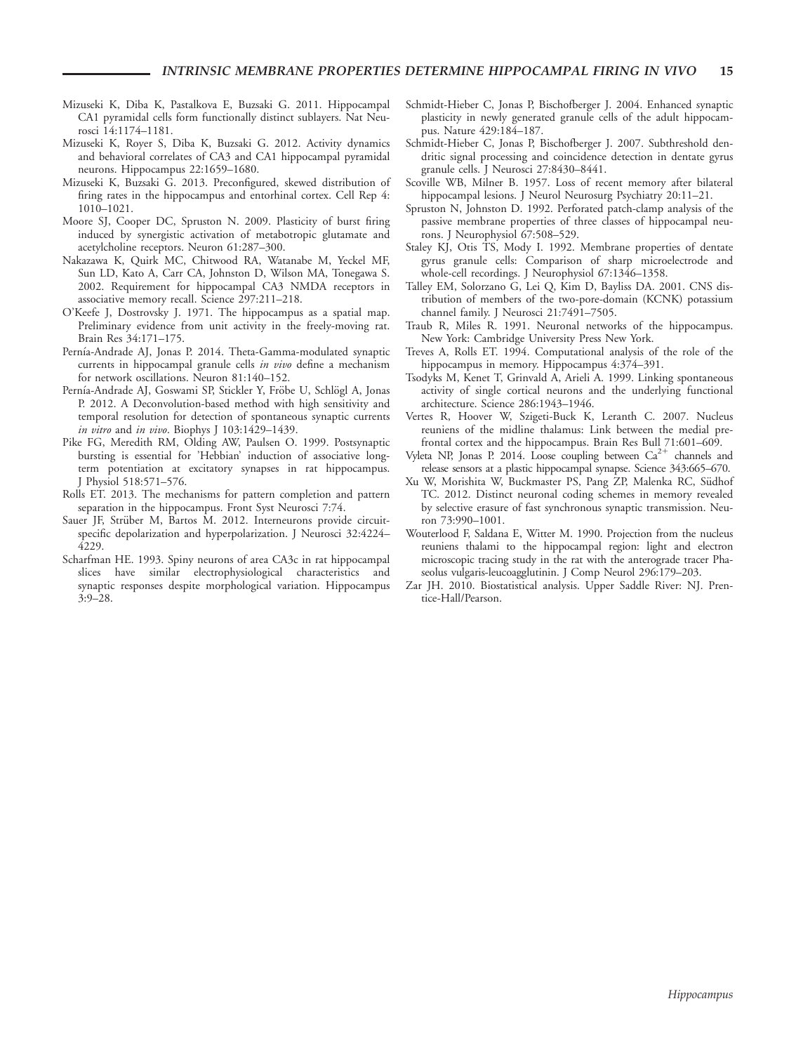Mizuseki K, Diba K, Pastalkova E, Buzsaki G. 2011. Hippocampal CA1 pyramidal cells form functionally distinct sublayers. Nat Neurosci 14:1174–1181.

Mizuseki K, Royer S, Diba K, Buzsaki G. 2012. Activity dynamics and behavioral correlates of CA3 and CA1 hippocampal pyramidal neurons. Hippocampus 22:1659–1680.

Mizuseki K, Buzsaki G. 2013. Preconfigured, skewed distribution of firing rates in the hippocampus and entorhinal cortex. Cell Rep 4: 1010–1021.

Moore SJ, Cooper DC, Spruston N. 2009. Plasticity of burst firing induced by synergistic activation of metabotropic glutamate and acetylcholine receptors. Neuron 61:287–300.

Nakazawa K, Quirk MC, Chitwood RA, Watanabe M, Yeckel MF, Sun LD, Kato A, Carr CA, Johnston D, Wilson MA, Tonegawa S. 2002. Requirement for hippocampal CA3 NMDA receptors in associative memory recall. Science 297:211–218.

O'Keefe J, Dostrovsky J. 1971. The hippocampus as a spatial map. Preliminary evidence from unit activity in the freely-moving rat. Brain Res 34:171–175.

Pernía-Andrade AJ, Jonas P. 2014. Theta-Gamma-modulated synaptic currents in hippocampal granule cells *in vivo* define a mechanism for network oscillations. Neuron 81:140–152.

Pernía-Andrade AJ, Goswami SP, Stickler Y, Fröbe U, Schlögl A, Jonas P. 2012. A Deconvolution-based method with high sensitivity and temporal resolution for detection of spontaneous synaptic currents *in vitro* and *in vivo*. Biophys J 103:1429–1439.

Pike FG, Meredith RM, Olding AW, Paulsen O. 1999. Postsynaptic bursting is essential for 'Hebbian' induction of associative long-term potentiation at excitatory synapses in rat hippocampus. J Physiol 518:571–576.

Rolls ET. 2013. The mechanisms for pattern completion and pattern separation in the hippocampus. Front Syst Neurosci 7:74.

Sauer JF, Strüber M, Bartos M. 2012. Interneurons provide circuit-specific depolarization and hyperpolarization. J Neurosci 32:4224–4229.

Scharfman HE. 1993. Spiny neurons of area CA3c in rat hippocampal slices have similar electrophysiological characteristics and synaptic responses despite morphological variation. Hippocampus 3:9–28.

Schmidt-Hieber C, Jonas P, Bischofberger J. 2004. Enhanced synaptic plasticity in newly generated granule cells of the adult hippocampus. Nature 429:184–187.

Schmidt-Hieber C, Jonas P, Bischofberger J. 2007. Subthreshold dendritic signal processing and coincidence detection in dentate gyrus granule cells. J Neurosci 27:8430–8441.

Scoville WB, Milner B. 1957. Loss of recent memory after bilateral hippocampal lesions. J Neurol Neurosurg Psychiatry 20:11–21.

Spruston N, Johnston D. 1992. Perforated patch-clamp analysis of the passive membrane properties of three classes of hippocampal neurons. J Neurophysiol 67:508–529.

Staley KJ, Otis TS, Mody I. 1992. Membrane properties of dentate gyrus granule cells: Comparison of sharp microelectrode and whole-cell recordings. J Neurophysiol 67:1346–1358.

Talley EM, Solorzano G, Lei Q, Kim D, Bayliss DA. 2001. CNS distribution of members of the two-pore-domain (KCNK) potassium channel family. J Neurosci 21:7491–7505.

Traub R, Miles R. 1991. Neuronal networks of the hippocampus. New York: Cambridge University Press New York.

Treves A, Rolls ET. 1994. Computational analysis of the role of the hippocampus in memory. Hippocampus 4:374–391.

Tsodyks M, Kenet T, Grinvald A, Arieli A. 1999. Linking spontaneous activity of single cortical neurons and the underlying functional architecture. Science 286:1943–1946.

Vertes R, Hoover W, Szigeti-Buck K, Leranth C. 2007. Nucleus reuniens of the midline thalamus: Link between the medial prefrontal cortex and the hippocampus. Brain Res Bull 71:601–609.

Vyleta NP, Jonas P. 2014. Loose coupling between $Ca^{2+}$ channels and release sensors at a plastic hippocampal synapse. Science 343:665–670.

Xu W, Morishita W, Buckmaster PS, Pang ZP, Malenka RC, Südhof TC. 2012. Distinct neuronal coding schemes in memory revealed by selective erasure of fast synchronous synaptic transmission. Neuron 73:990–1001.

Wouterlood F, Saldana E, Witter M. 1990. Projection from the nucleus reuniens thalami to the hippocampal region: light and electron microscopic tracing study in the rat with the anterograde tracer Phaseolus vulgaris-leucoagglutinin. J Comp Neurol 296:179–203.

Zar JH. 2010. Biostatistical analysis. Upper Saddle River: NJ. Prentice-Hall/Pearson.